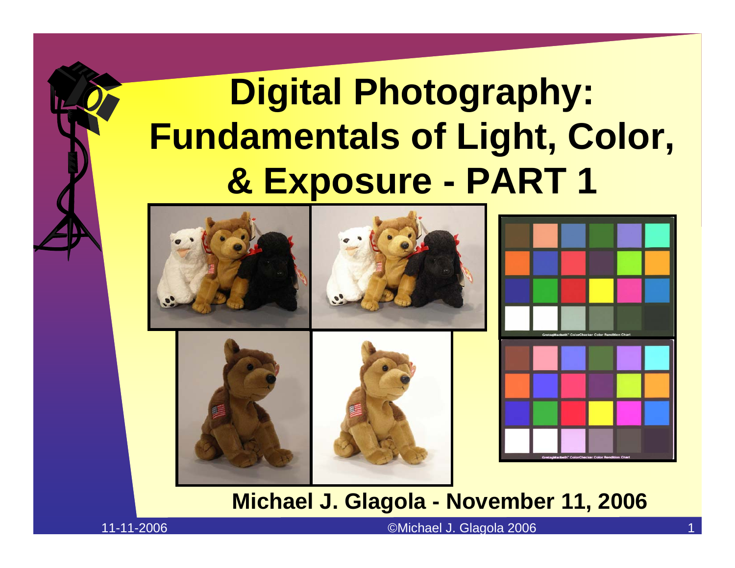# Digital Photography: Fundamentals of Light, Color, & Exposure - PART 1

**Michael J. Glagola - November 11, 2006**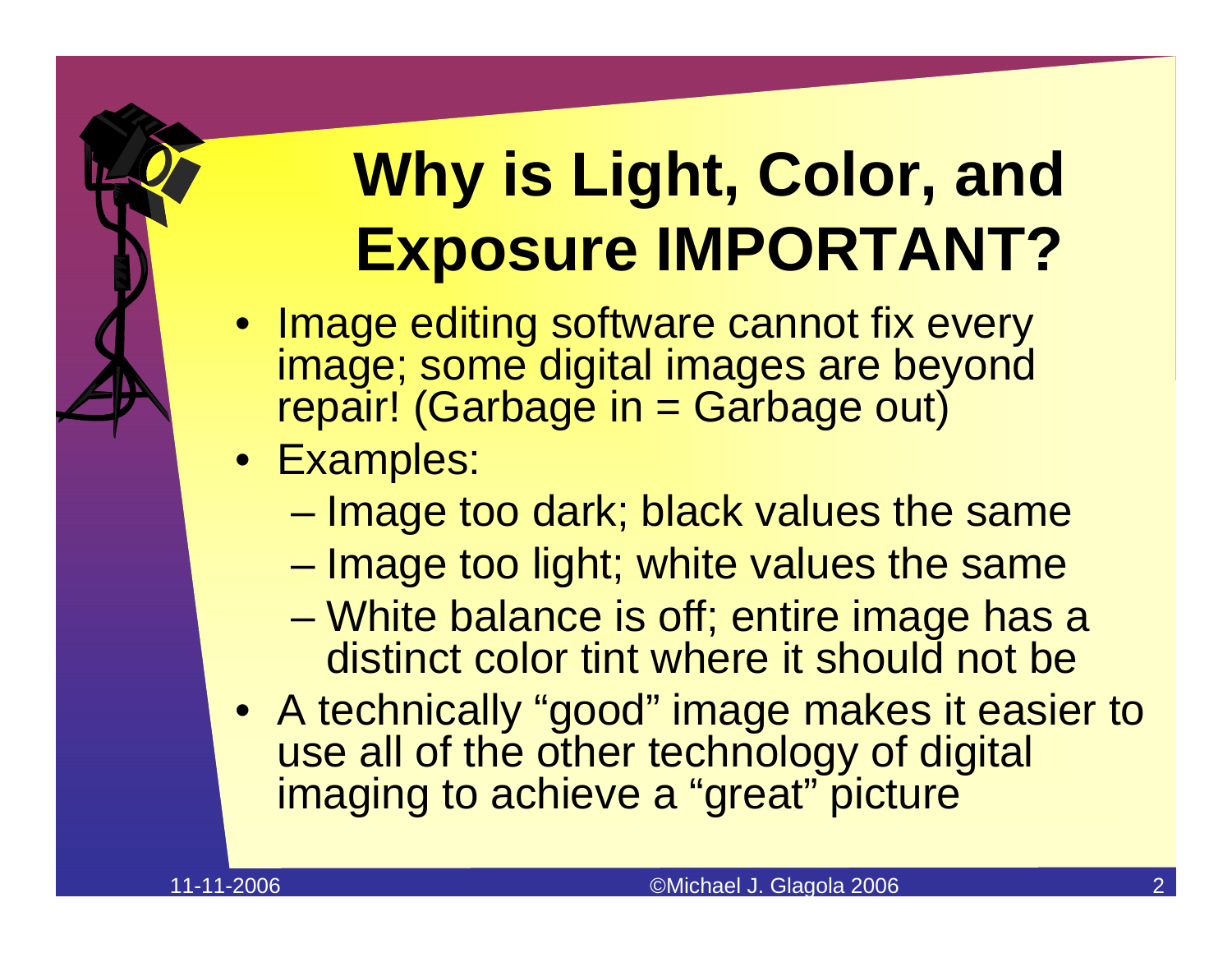# Why is Light, Color, and Exposure IMPORTANT?

- Image editing software cannot fix every image; some digital images are beyond repair! (Garbage in = Garbage out)
- Examples:
  - Image too dark; black values the same
  - Image too light; white values the same
  - White balance is off; entire image has a distinct color tint where it should not be
- A technically “good” image makes it easier to use all of the other technology of digital imaging to achieve a “great” picture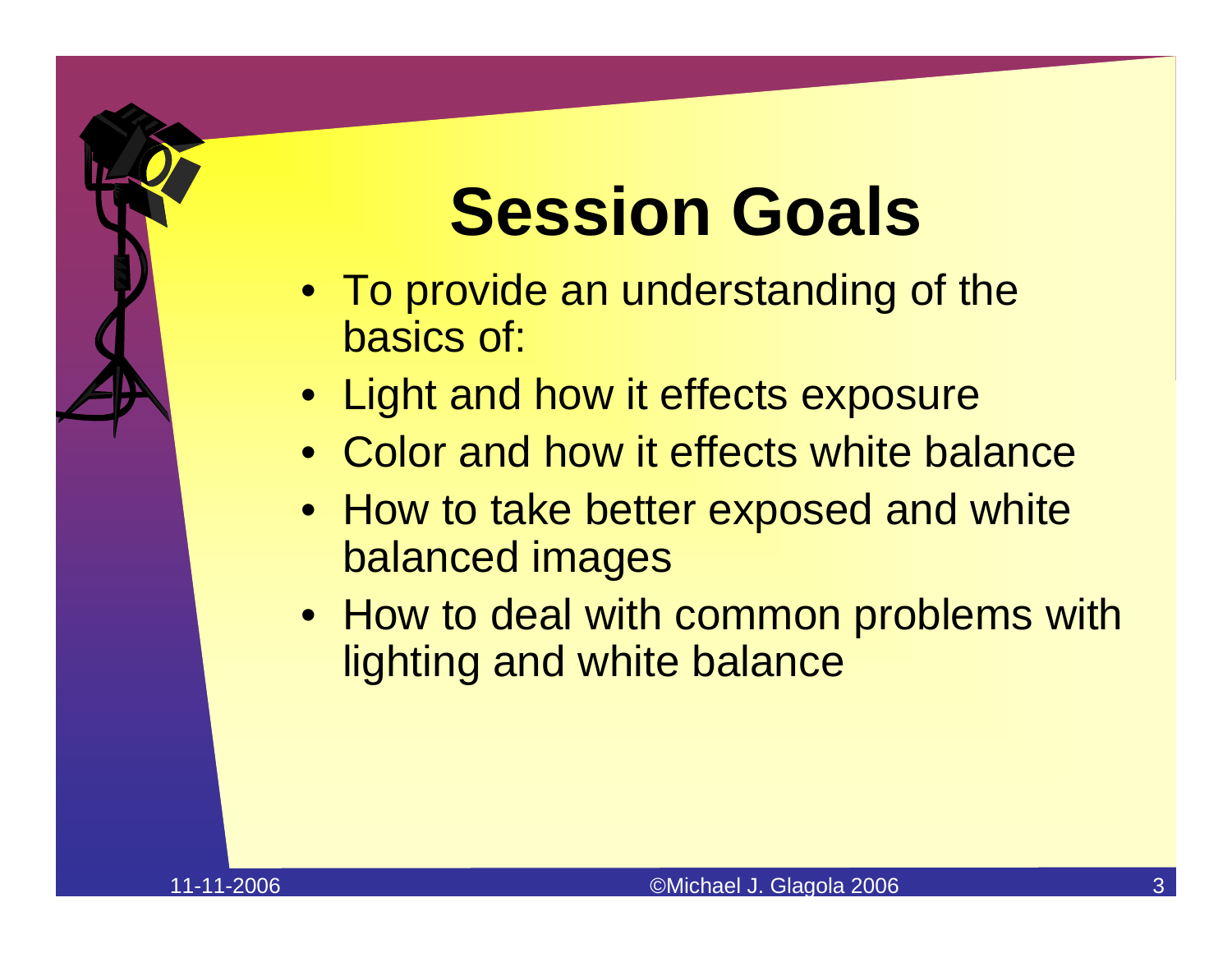# Session Goals

- To provide an understanding of the basics of:
- Light and how it effects exposure
- Color and how it effects white balance
- How to take better exposed and white balanced images
- How to deal with common problems with lighting and white balance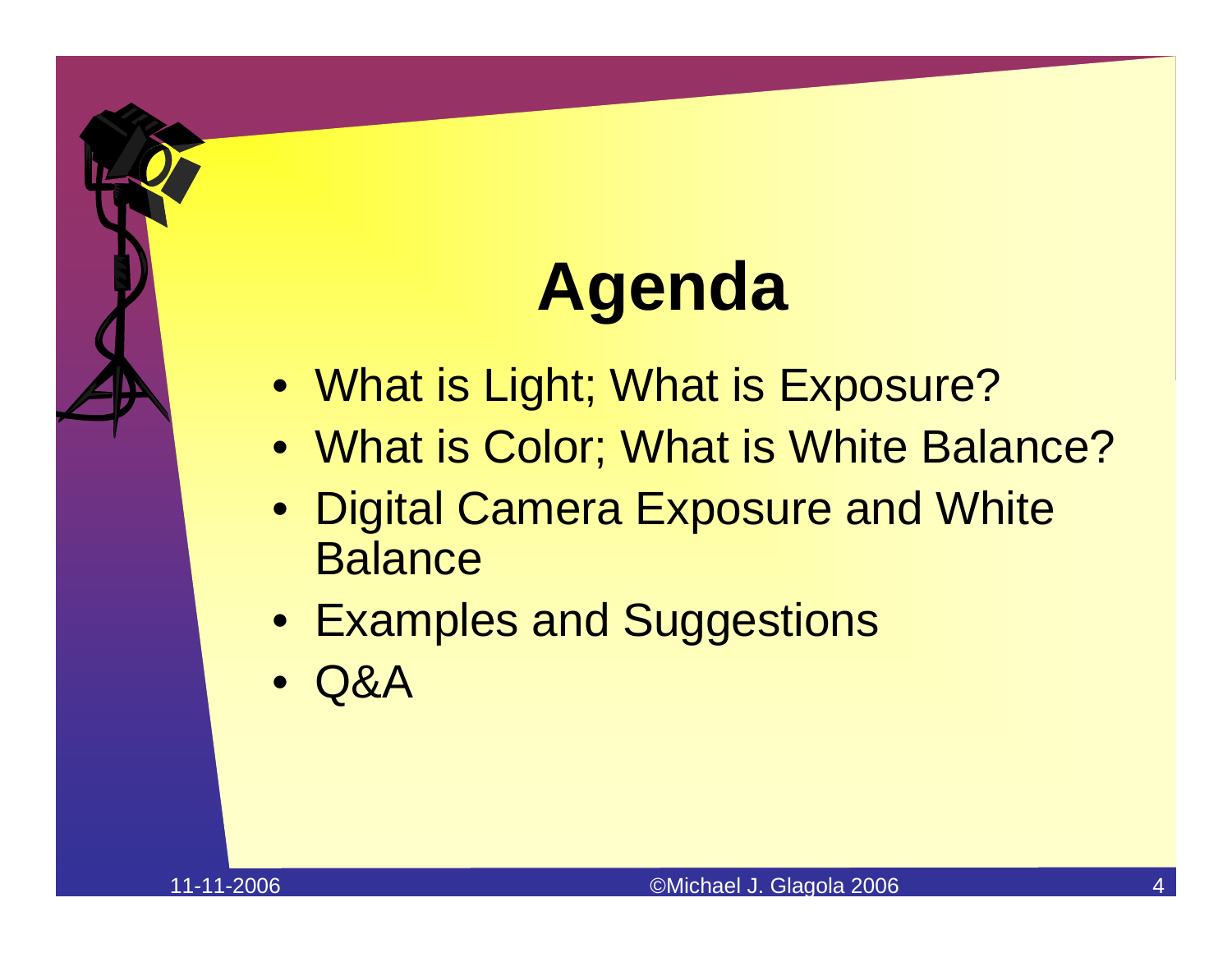# Agenda

- What is Light; What is Exposure?
- What is Color; What is White Balance?
- Digital Camera Exposure and White Balance
- Examples and Suggestions
- Q&A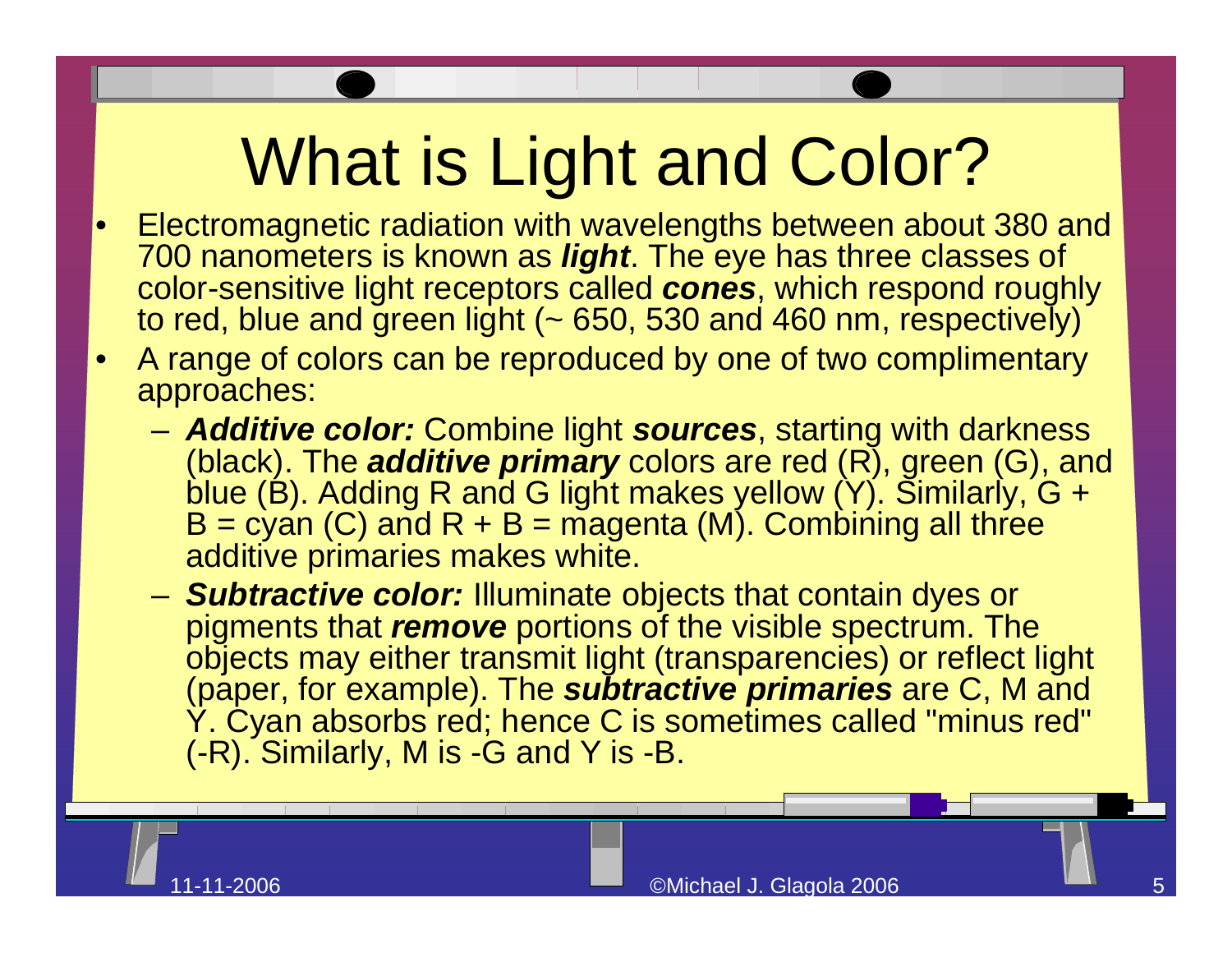# What is Light and Color?

- Electromagnetic radiation with wavelengths between about 380 and 700 nanometers is known as ***light***. The eye has three classes of color-sensitive light receptors called ***cones***, which respond roughly to red, blue and green light (~ 650, 530 and 460 nm, respectively)
- A range of colors can be reproduced by one of two complimentary approaches:
  - ***Additive color:*** Combine light ***sources***, starting with darkness (black). The ***additive primary*** colors are red (R), green (G), and blue (B). Adding R and G light makes yellow (Y). Similarly, G + B = cyan (C) and R + B = magenta (M). Combining all three additive primaries makes white.
  - ***Subtractive color:*** Illuminate objects that contain dyes or pigments that ***remove*** portions of the visible spectrum. The objects may either transmit light (transparencies) or reflect light (paper, for example). The ***subtractive primaries*** are C, M and Y. Cyan absorbs red; hence C is sometimes called "minus red" (-R). Similarly, M is -G and Y is -B.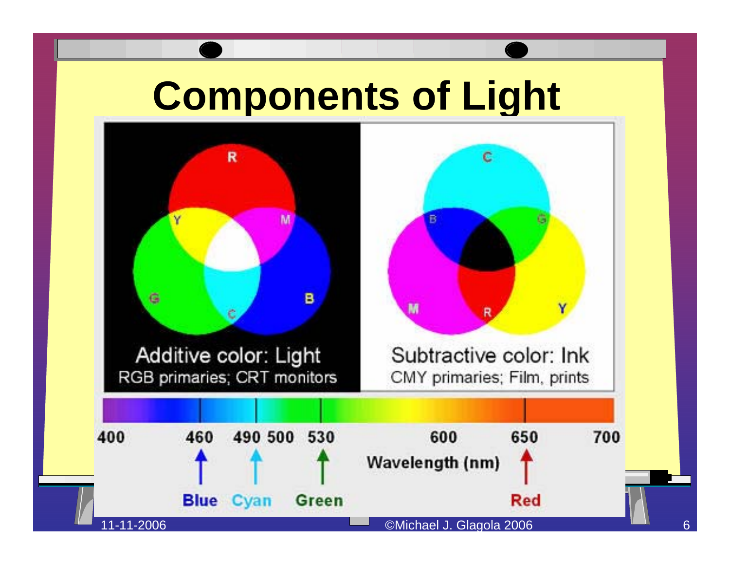# Components of Light

Additive color: Light
RGB primaries; CRT monitors

Subtractive color: Ink
CMY primaries; Film, prints

400 460 490 500 530 600 650 700

Wavelength (nm)

Blue Cyan Green Red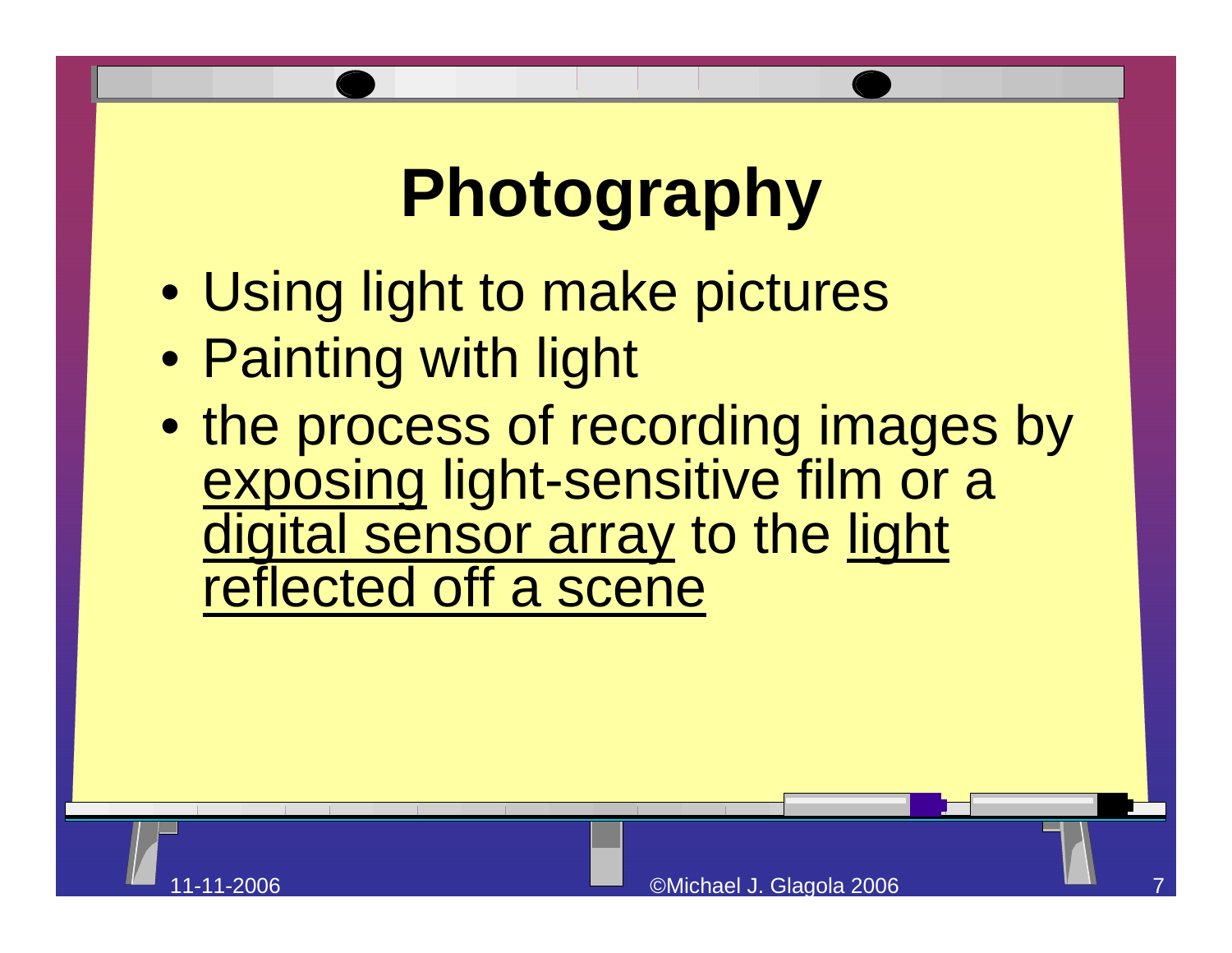# Photography

- Using light to make pictures
- Painting with light
- the process of recording images by exposing light-sensitive film or a digital sensor array to the light reflected off a scene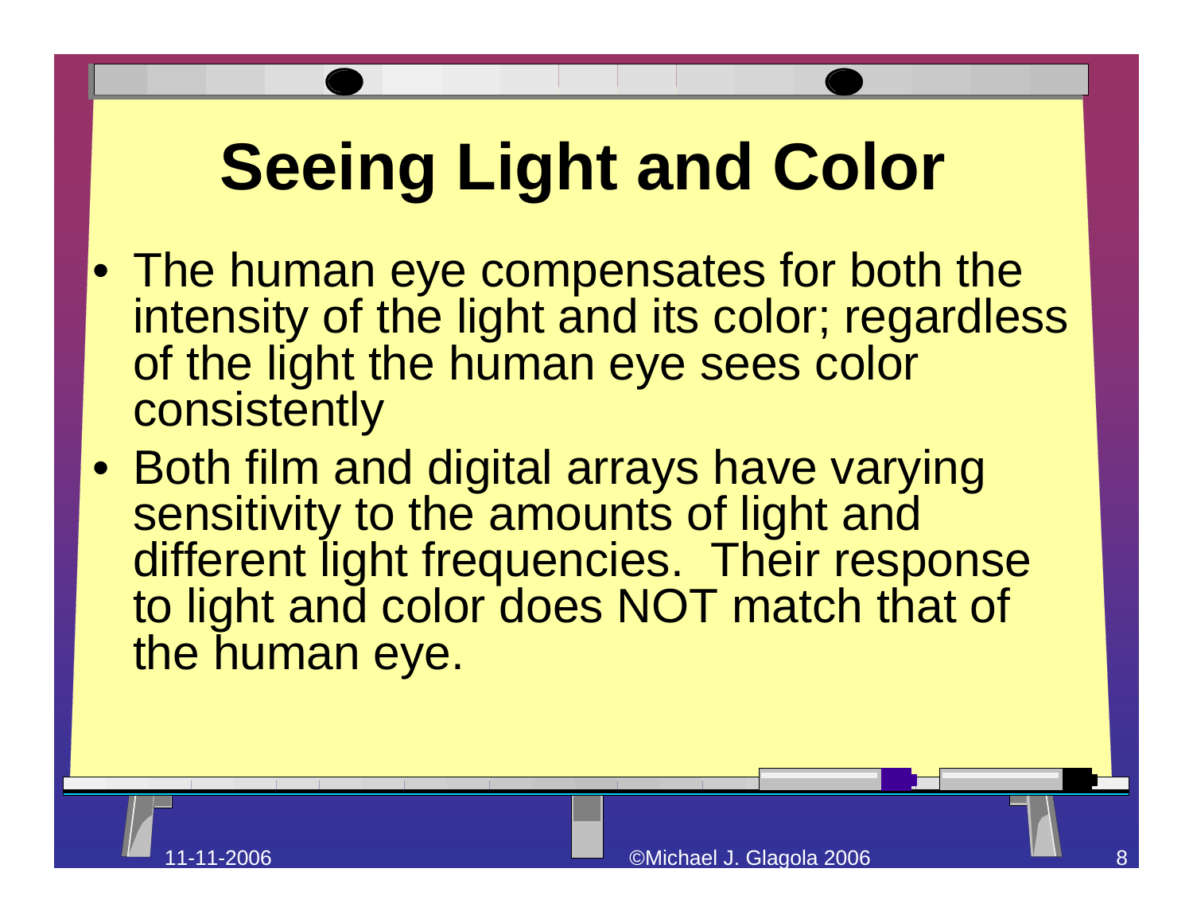# Seeing Light and Color

- The human eye compensates for both the intensity of the light and its color; regardless of the light the human eye sees color consistently
- Both film and digital arrays have varying sensitivity to the amounts of light and different light frequencies. Their response to light and color does NOT match that of the human eye.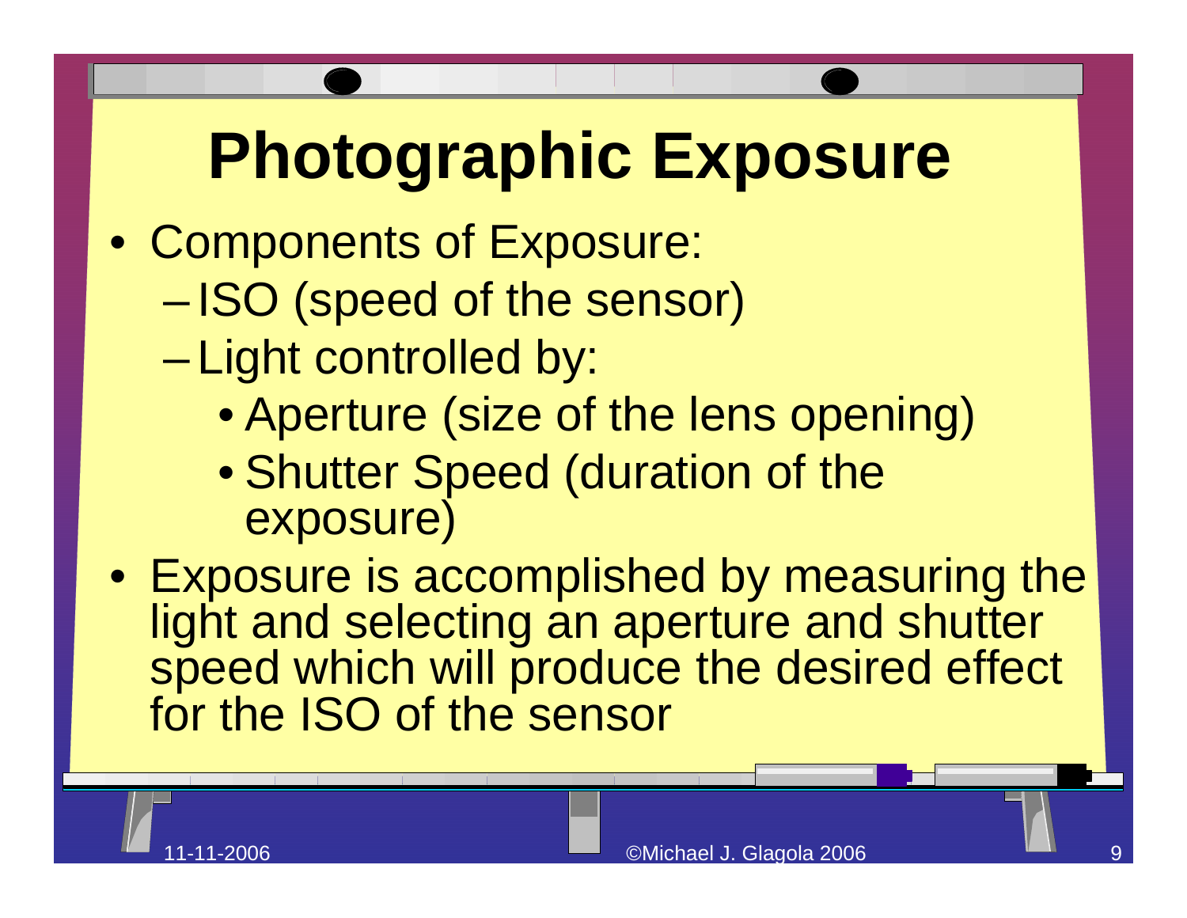# Photographic Exposure

- Components of Exposure:
  - ISO (speed of the sensor)
  - Light controlled by:
    - Aperture (size of the lens opening)
    - Shutter Speed (duration of the exposure)
- Exposure is accomplished by measuring the light and selecting an aperture and shutter speed which will produce the desired effect for the ISO of the sensor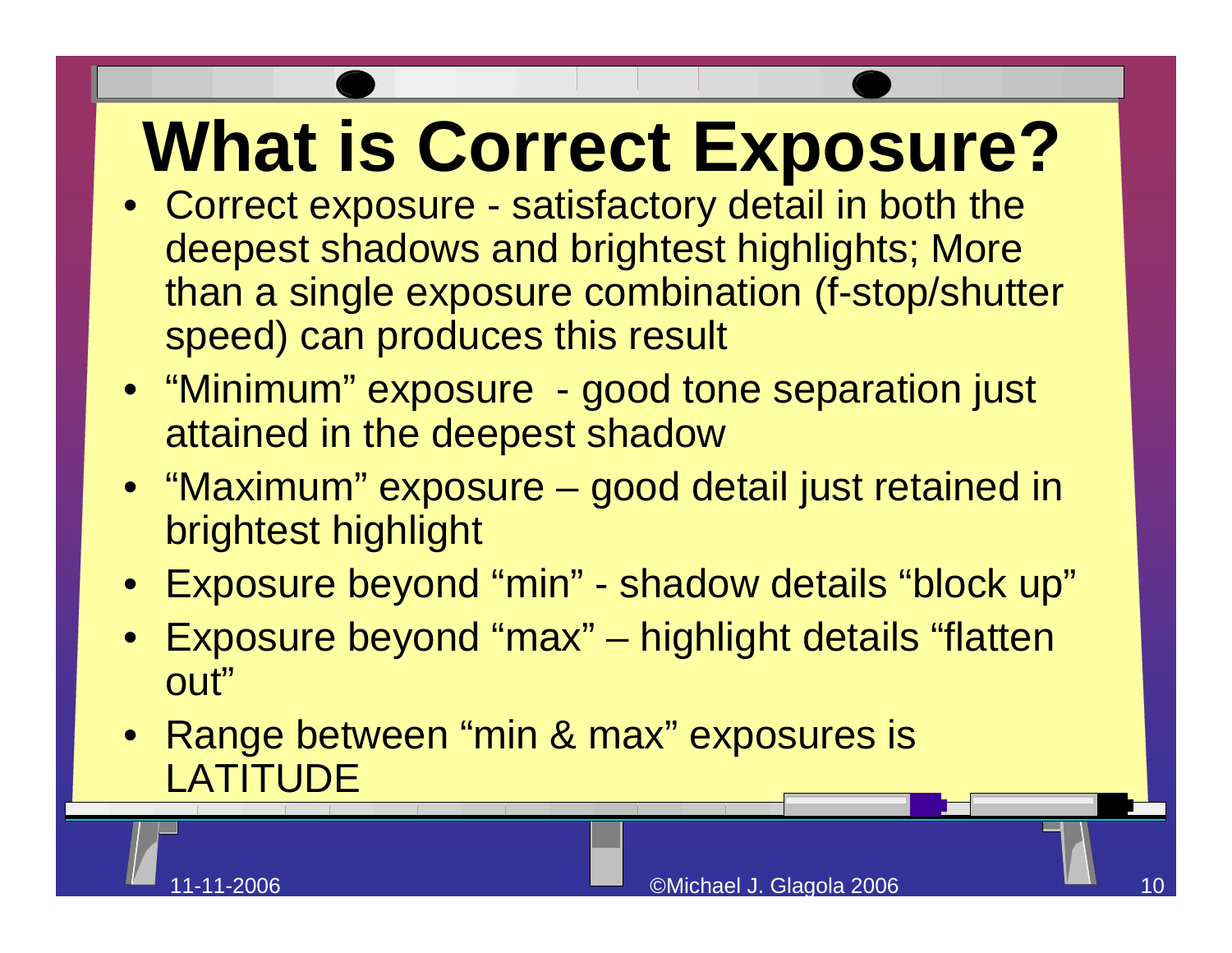# What is Correct Exposure?

- Correct exposure - satisfactory detail in both the deepest shadows and brightest highlights; More than a single exposure combination (f-stop/shutter speed) can produces this result
- “Minimum” exposure - good tone separation just attained in the deepest shadow
- “Maximum” exposure – good detail just retained in brightest highlight
- Exposure beyond “min” - shadow details “block up”
- Exposure beyond “max” – highlight details “flatten out”
- Range between “min & max” exposures is LATITUDE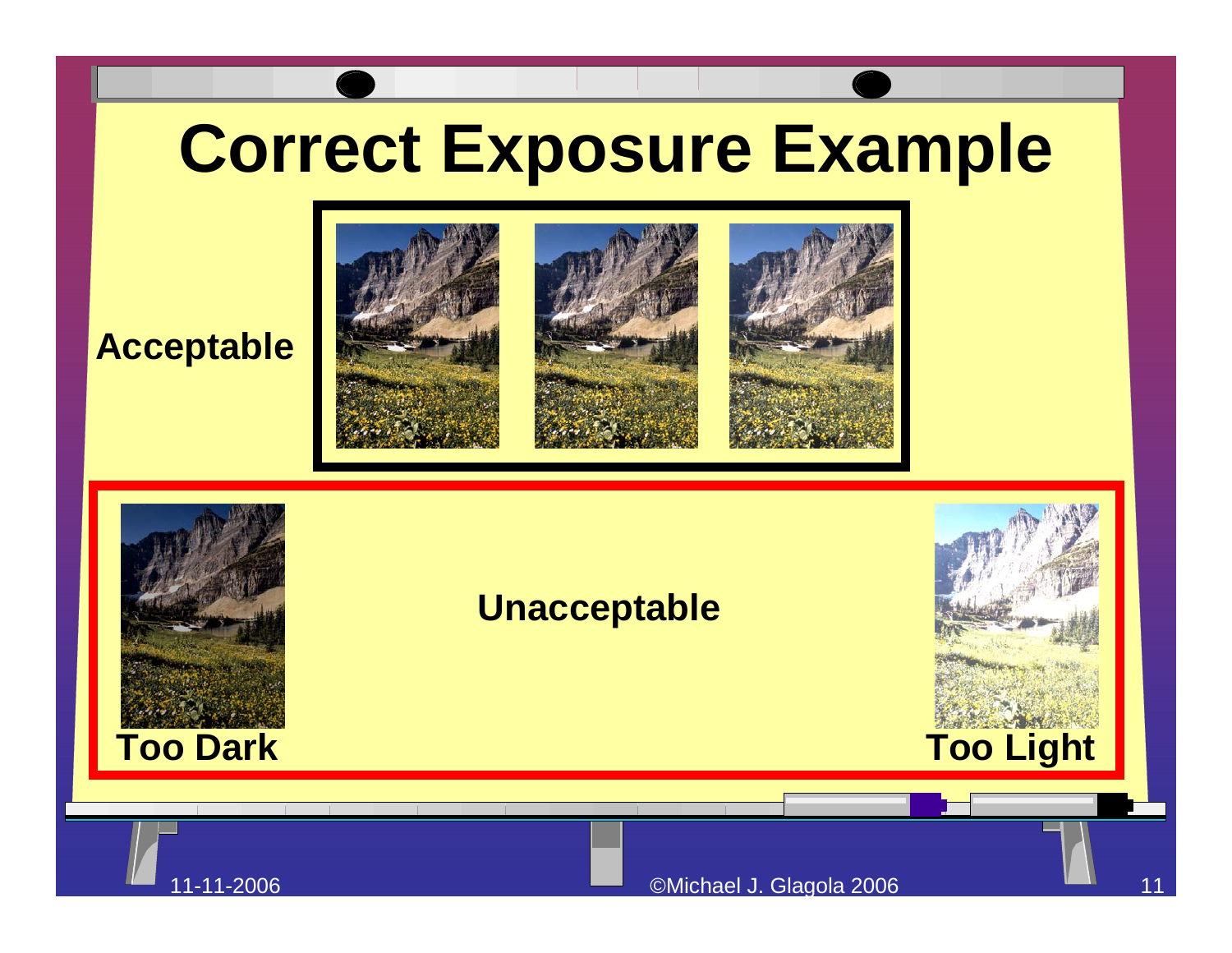# Correct Exposure Example

**Acceptable**

**Unacceptable**

**Too Dark**

**Too Light**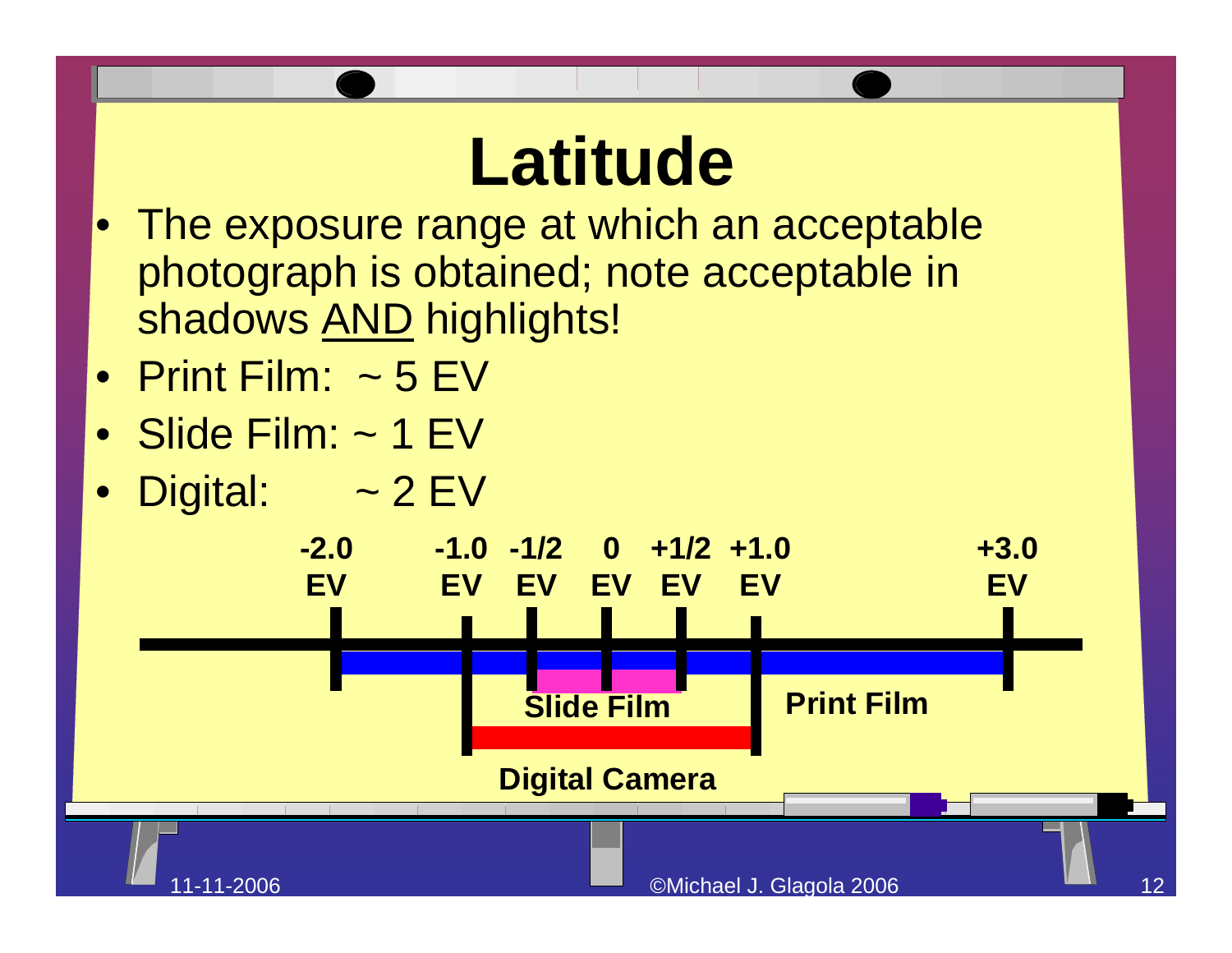# Latitude

- The exposure range at which an acceptable photograph is obtained; note acceptable in shadows AND highlights!
- Print Film: ~ 5 EV
- Slide Film: ~ 1 EV
- Digital: ~ 2 EV

-2.0 EV -1.0 EV -1/2 EV 0 EV +1/2 EV +1.0 EV +3.0 EV

Slide Film

Print Film

Digital Camera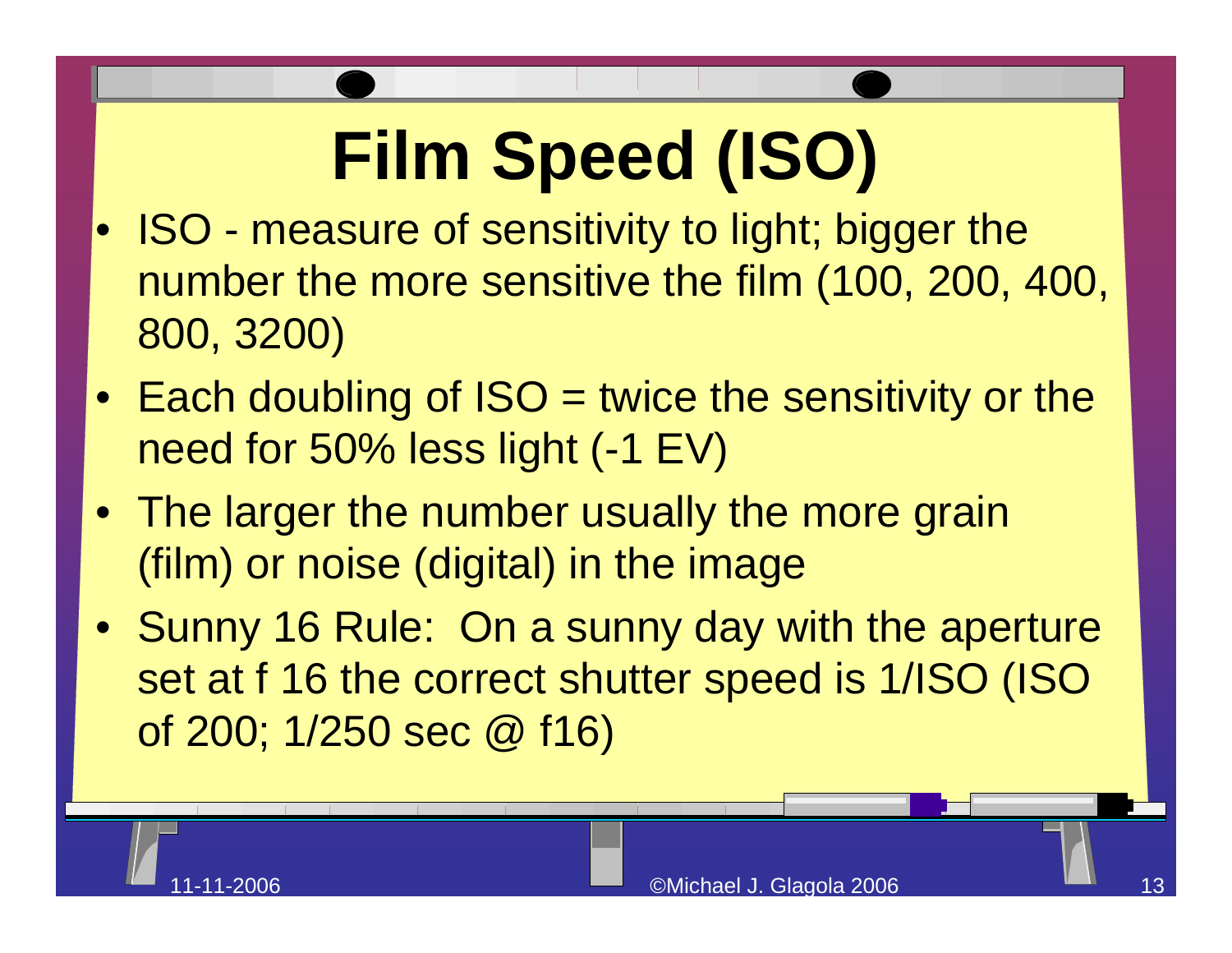# Film Speed (ISO)

- ISO - measure of sensitivity to light; bigger the number the more sensitive the film (100, 200, 400, 800, 3200)
- Each doubling of ISO = twice the sensitivity or the need for 50% less light (-1 EV)
- The larger the number usually the more grain (film) or noise (digital) in the image
- Sunny 16 Rule: On a sunny day with the aperture set at f 16 the correct shutter speed is 1/ISO (ISO of 200; 1/250 sec @ f16)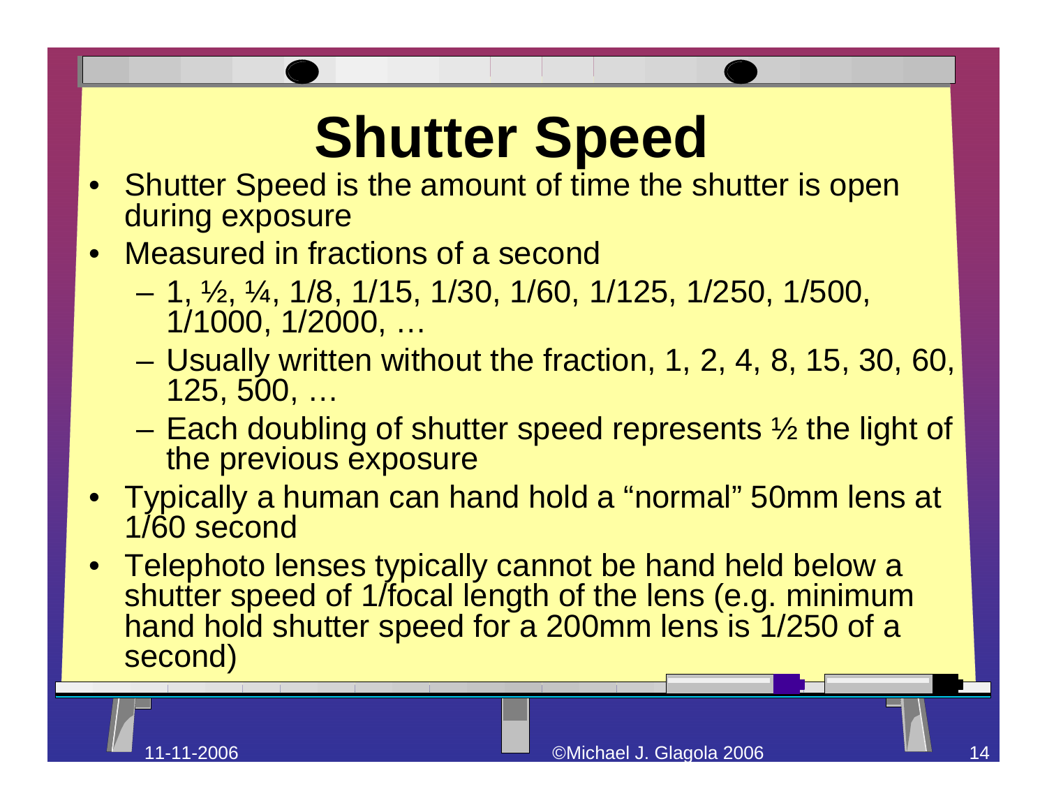# Shutter Speed

- Shutter Speed is the amount of time the shutter is open during exposure
- Measured in fractions of a second
  - 1, ½, ¼, 1/8, 1/15, 1/30, 1/60, 1/125, 1/250, 1/500, 1/1000, 1/2000, …
  - Usually written without the fraction, 1, 2, 4, 8, 15, 30, 60, 125, 500, …
  - Each doubling of shutter speed represents ½ the light of the previous exposure
- Typically a human can hand hold a "normal" 50mm lens at 1/60 second
- Telephoto lenses typically cannot be hand held below a shutter speed of 1/focal length of the lens (e.g. minimum hand hold shutter speed for a 200mm lens is 1/250 of a second)

11-11-2006 ©Michael J. Glagola 2006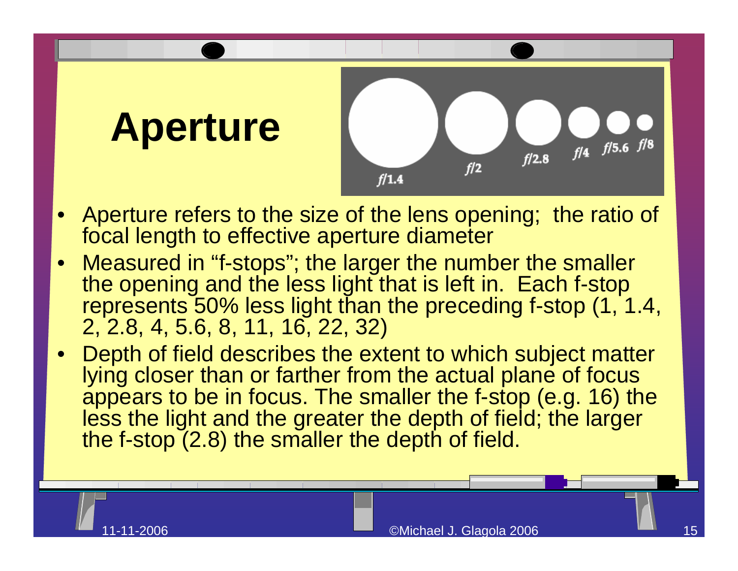# Aperture

- Aperture refers to the size of the lens opening; the ratio of focal length to effective aperture diameter
- Measured in "f-stops"; the larger the number the smaller the opening and the less light that is left in. Each f-stop represents 50% less light than the preceding f-stop (1, 1.4, 2, 2.8, 4, 5.6, 8, 11, 16, 22, 32)
- Depth of field describes the extent to which subject matter lying closer than or farther from the actual plane of focus appears to be in focus. The smaller the f-stop (e.g. 16) the less the light and the greater the depth of field; the larger the f-stop (2.8) the smaller the depth of field.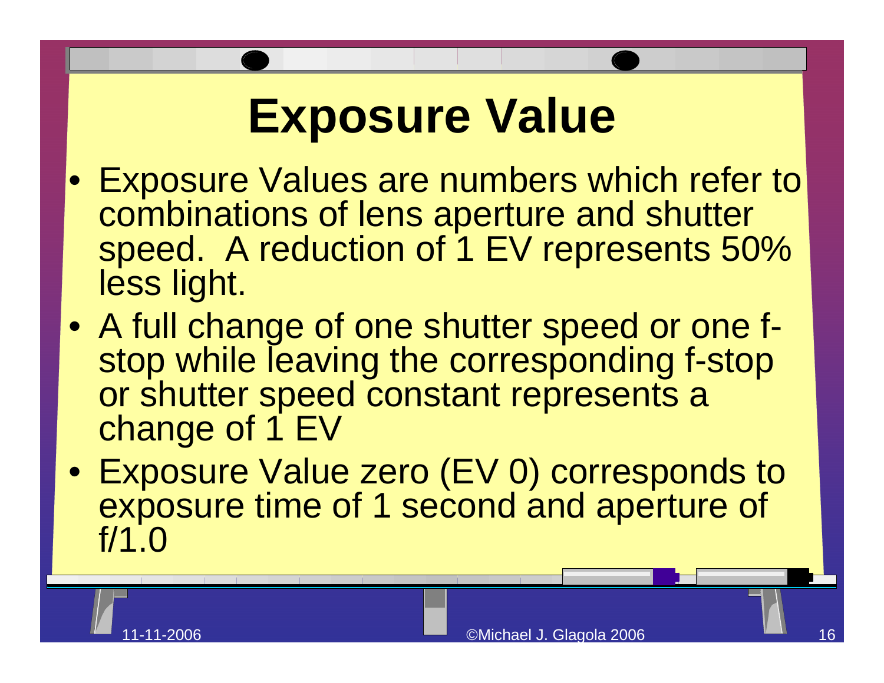# Exposure Value

- Exposure Values are numbers which refer to combinations of lens aperture and shutter speed. A reduction of 1 EV represents 50% less light.
- A full change of one shutter speed or one f-stop while leaving the corresponding f-stop or shutter speed constant represents a change of 1 EV
- Exposure Value zero (EV 0) corresponds to exposure time of 1 second and aperture of f/1.0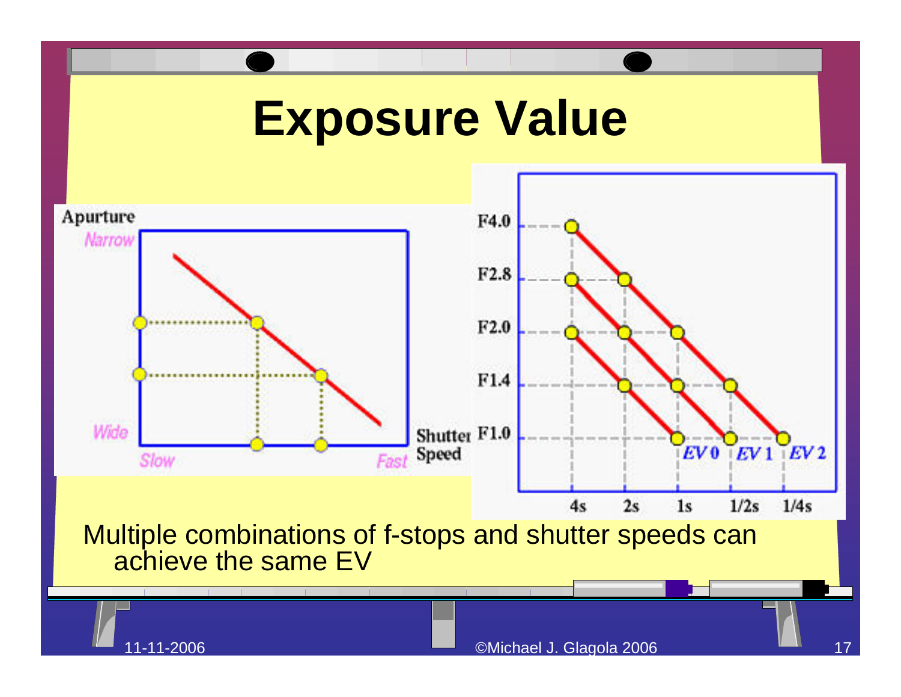# Exposure Value

Multiple combinations of f-stops and shutter speeds can achieve the same EV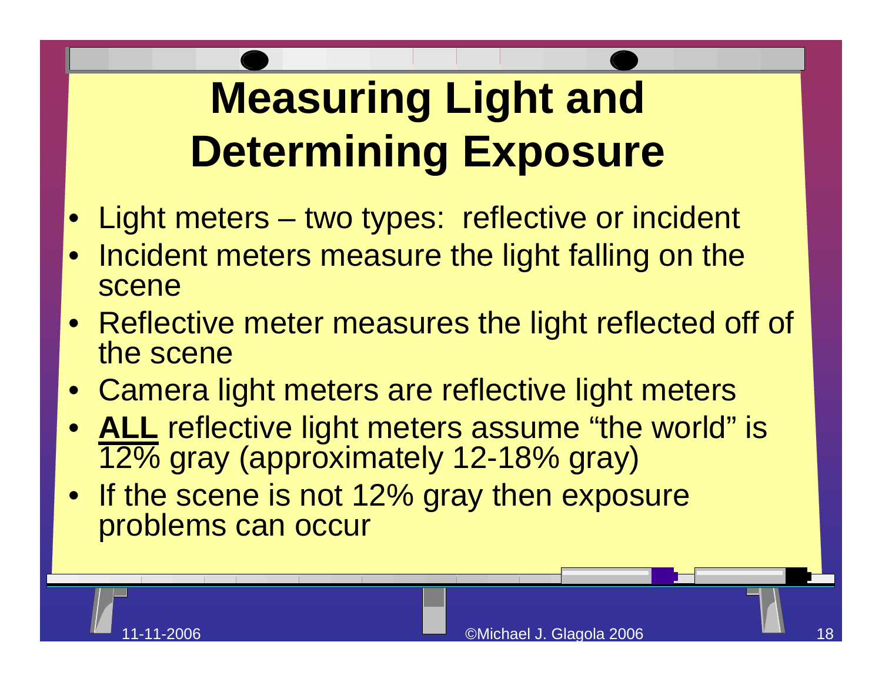# Measuring Light and Determining Exposure

- Light meters – two types: reflective or incident
- Incident meters measure the light falling on the scene
- Reflective meter measures the light reflected off of the scene
- Camera light meters are reflective light meters
- <u>**ALL**</u> reflective light meters assume "the world" is 12% gray (approximately 12-18% gray)
- If the scene is not 12% gray then exposure problems can occur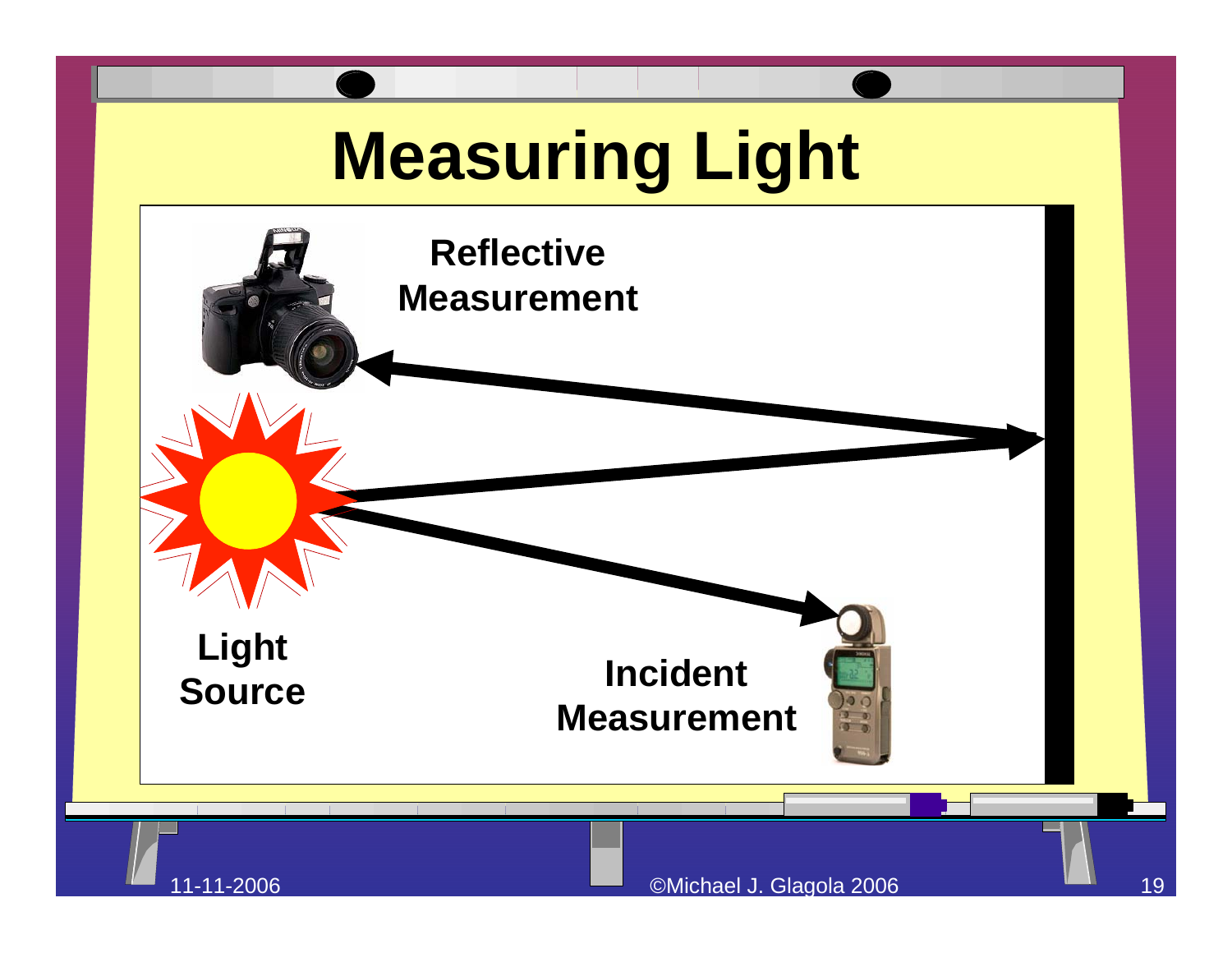# Measuring Light

Reflective Measurement

Light Source

Incident Measurement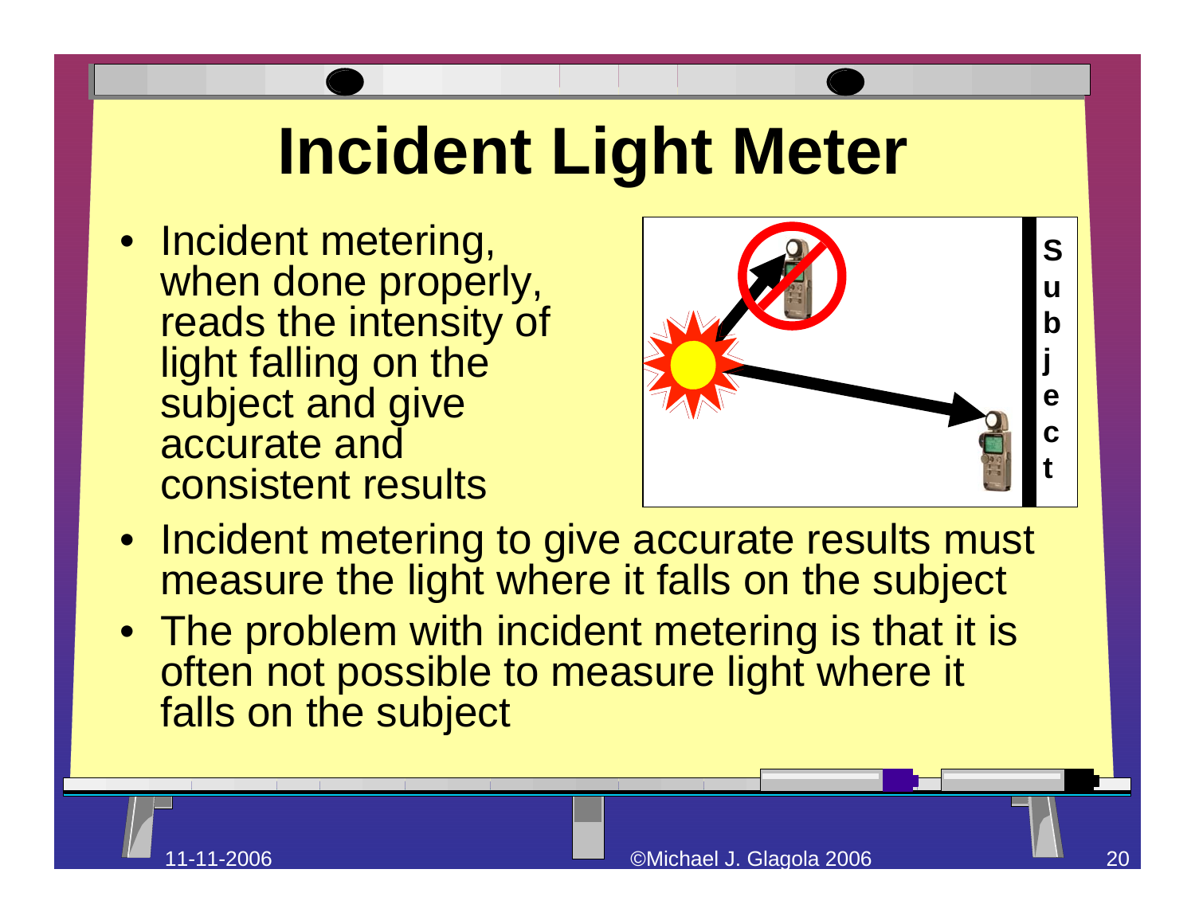# Incident Light Meter

- Incident metering, when done properly, reads the intensity of light falling on the subject and give accurate and consistent results
- Incident metering to give accurate results must measure the light where it falls on the subject
- The problem with incident metering is that it is often not possible to measure light where it falls on the subject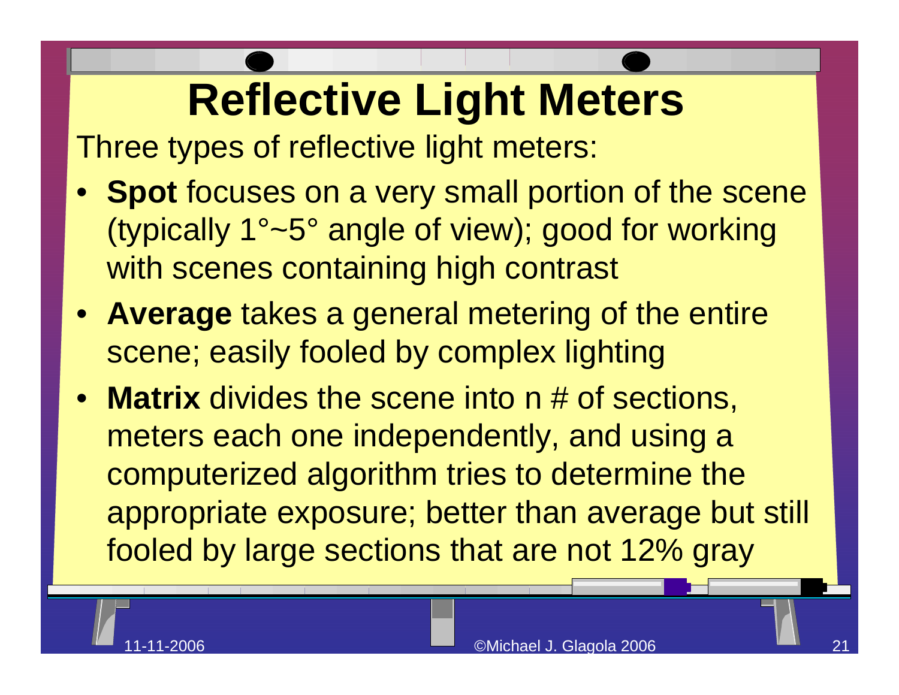# Reflective Light Meters

Three types of reflective light meters:

- **Spot** focuses on a very small portion of the scene (typically 1°~5° angle of view); good for working with scenes containing high contrast
- **Average** takes a general metering of the entire scene; easily fooled by complex lighting
- **Matrix** divides the scene into n # of sections, meters each one independently, and using a computerized algorithm tries to determine the appropriate exposure; better than average but still fooled by large sections that are not 12% gray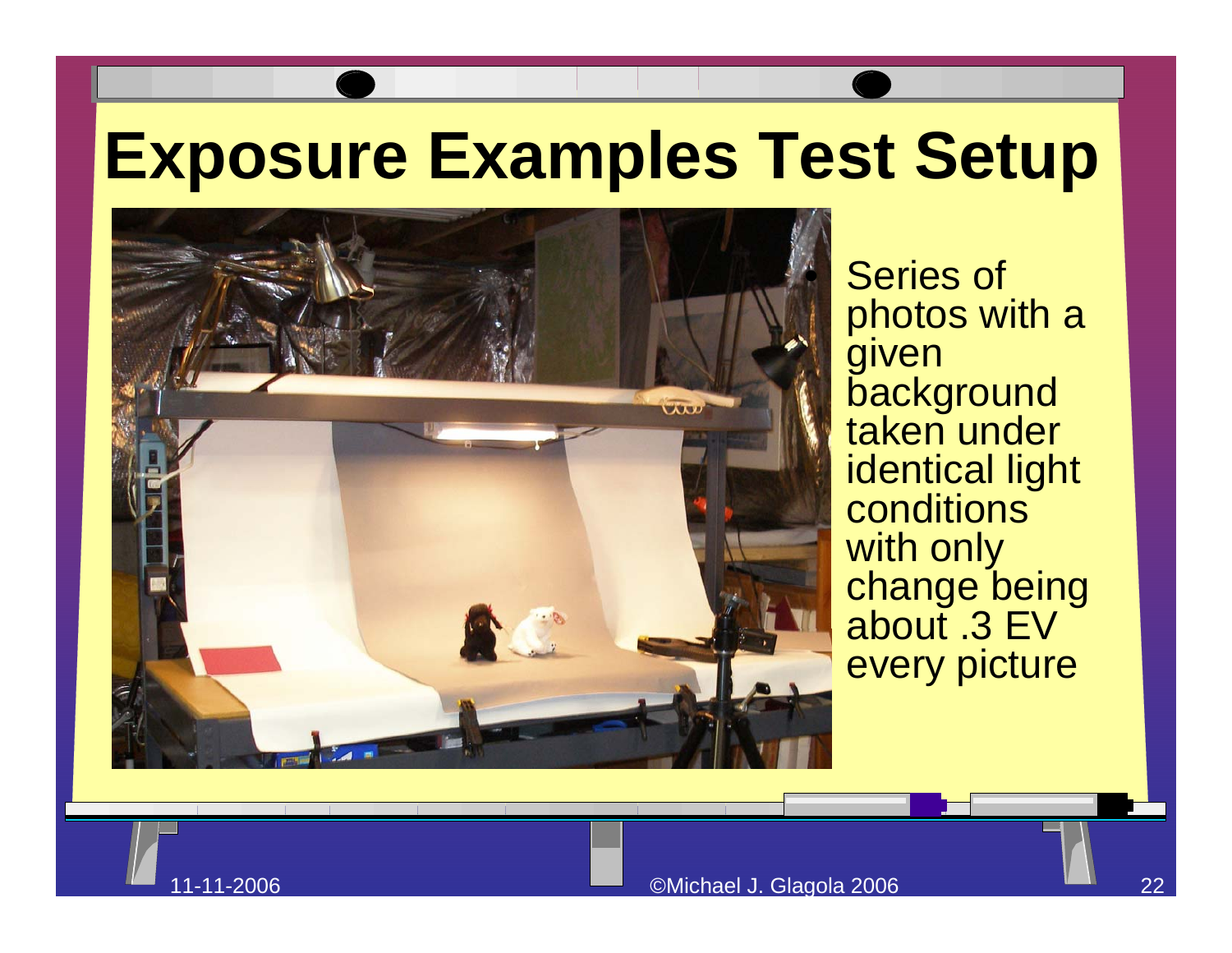# Exposure Examples Test Setup

- Series of photos with a given background taken under identical light conditions with only change being about .3 EV every picture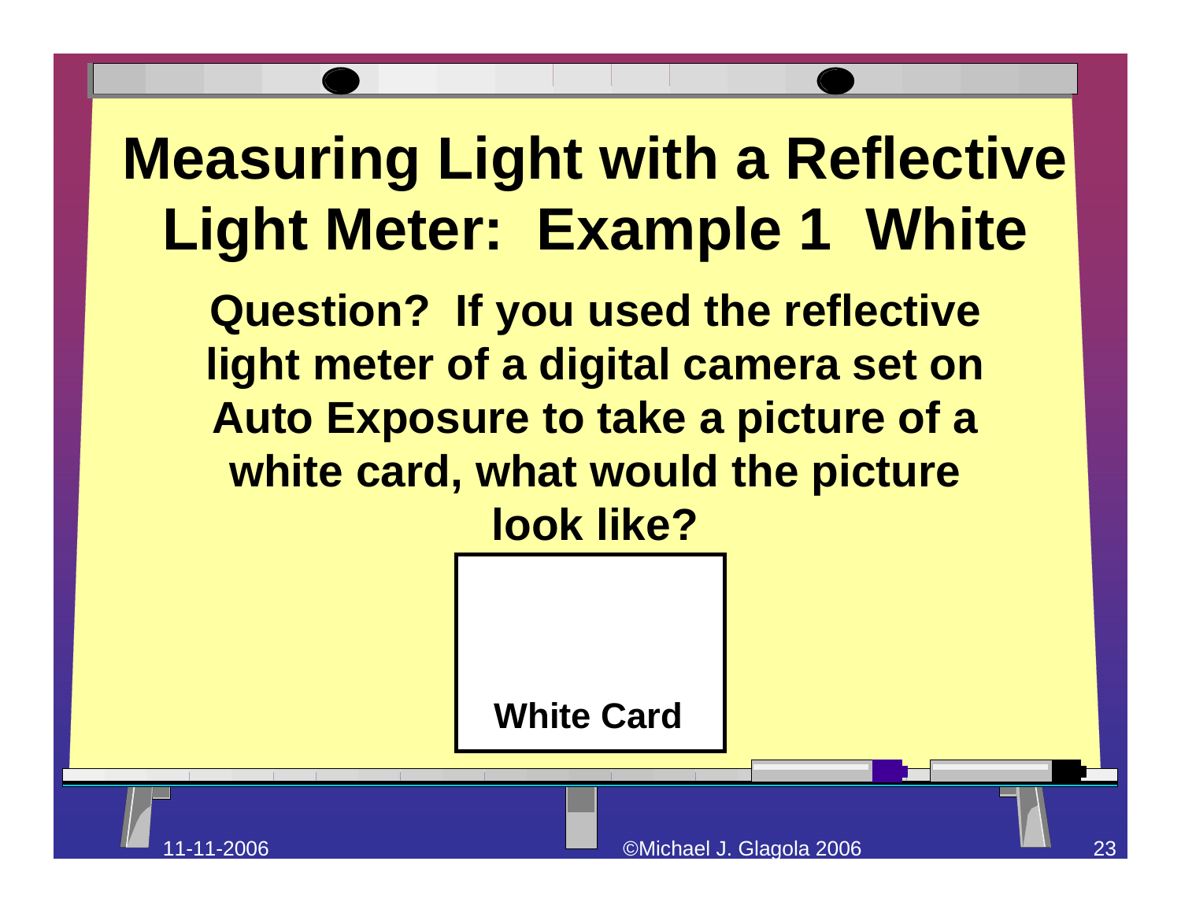# Measuring Light with a Reflective Light Meter: Example 1 White

**Question? If you used the reflective light meter of a digital camera set on Auto Exposure to take a picture of a white card, what would the picture look like?**

**White Card**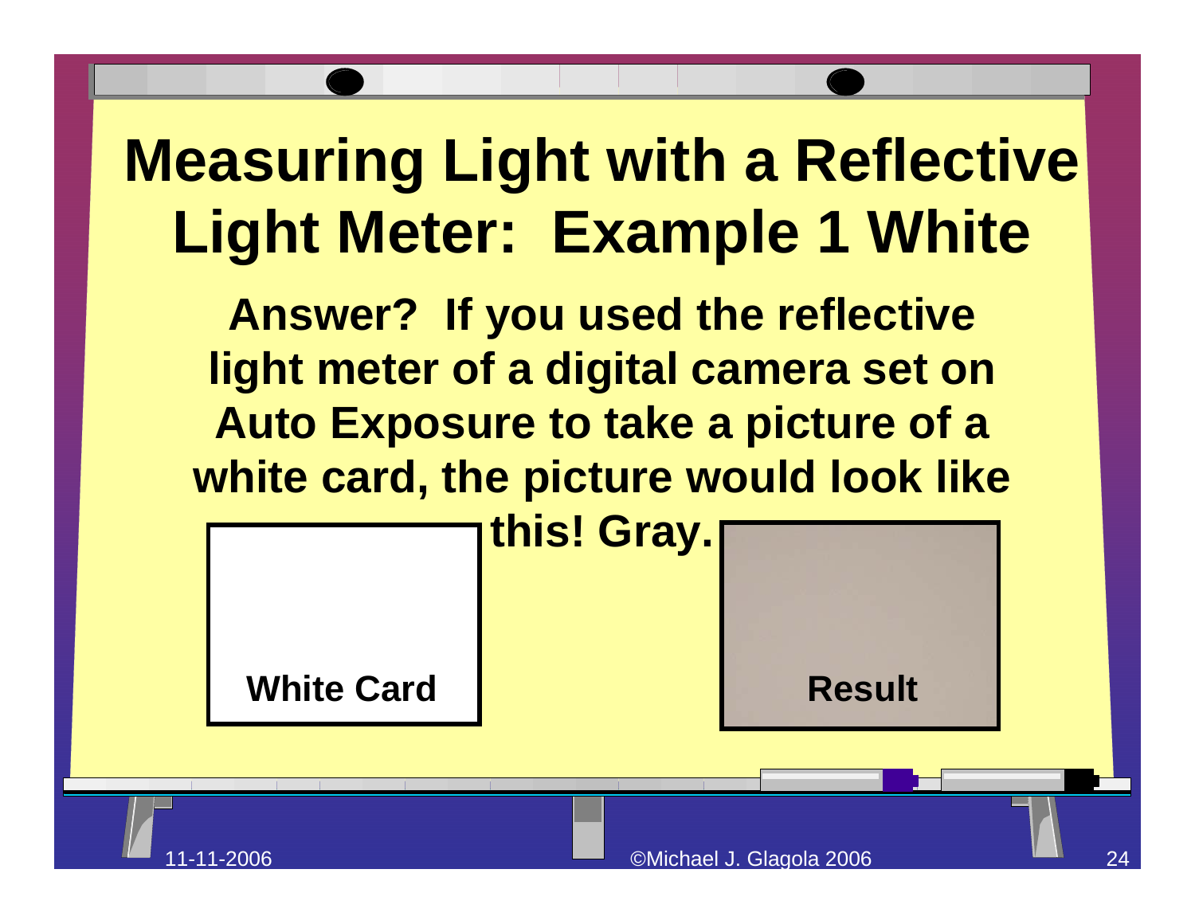# Measuring Light with a Reflective Light Meter: Example 1 White

**Answer? If you used the reflective light meter of a digital camera set on Auto Exposure to take a picture of a white card, the picture would look like this! Gray.**

**White Card**

**Result**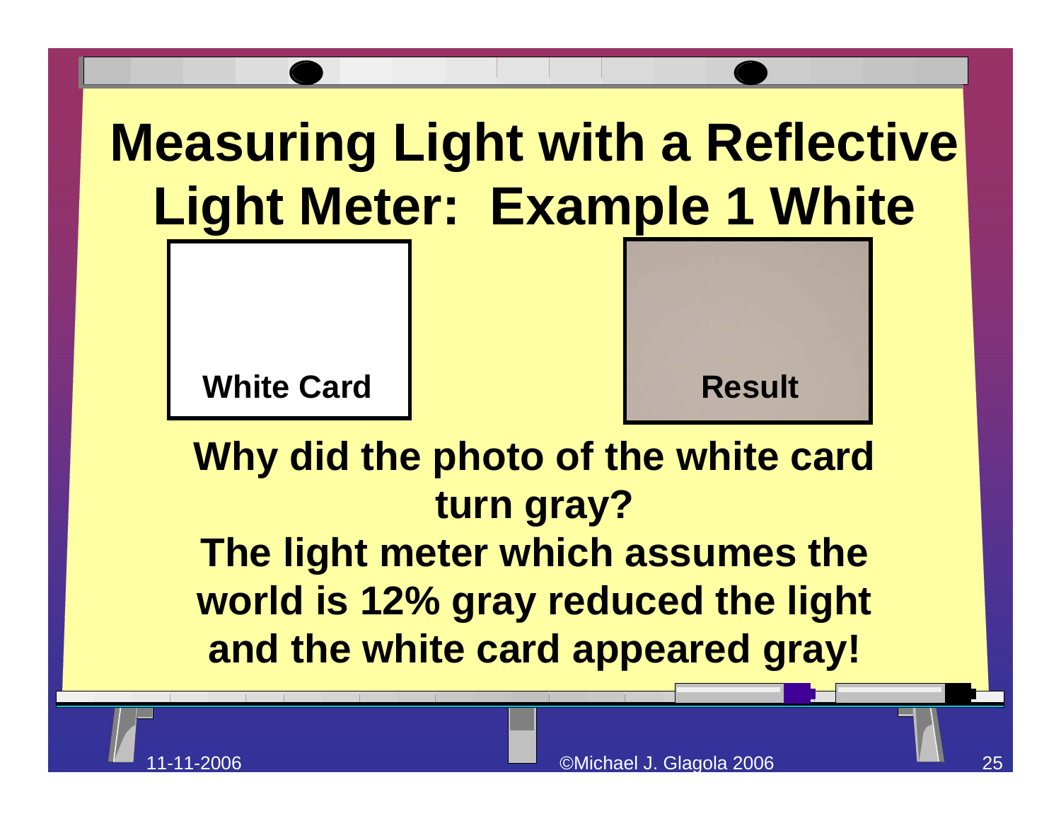# Measuring Light with a Reflective Light Meter: Example 1 White

**White Card**

**Result**

**Why did the photo of the white card turn gray?**

**The light meter which assumes the world is 12% gray reduced the light and the white card appeared gray!**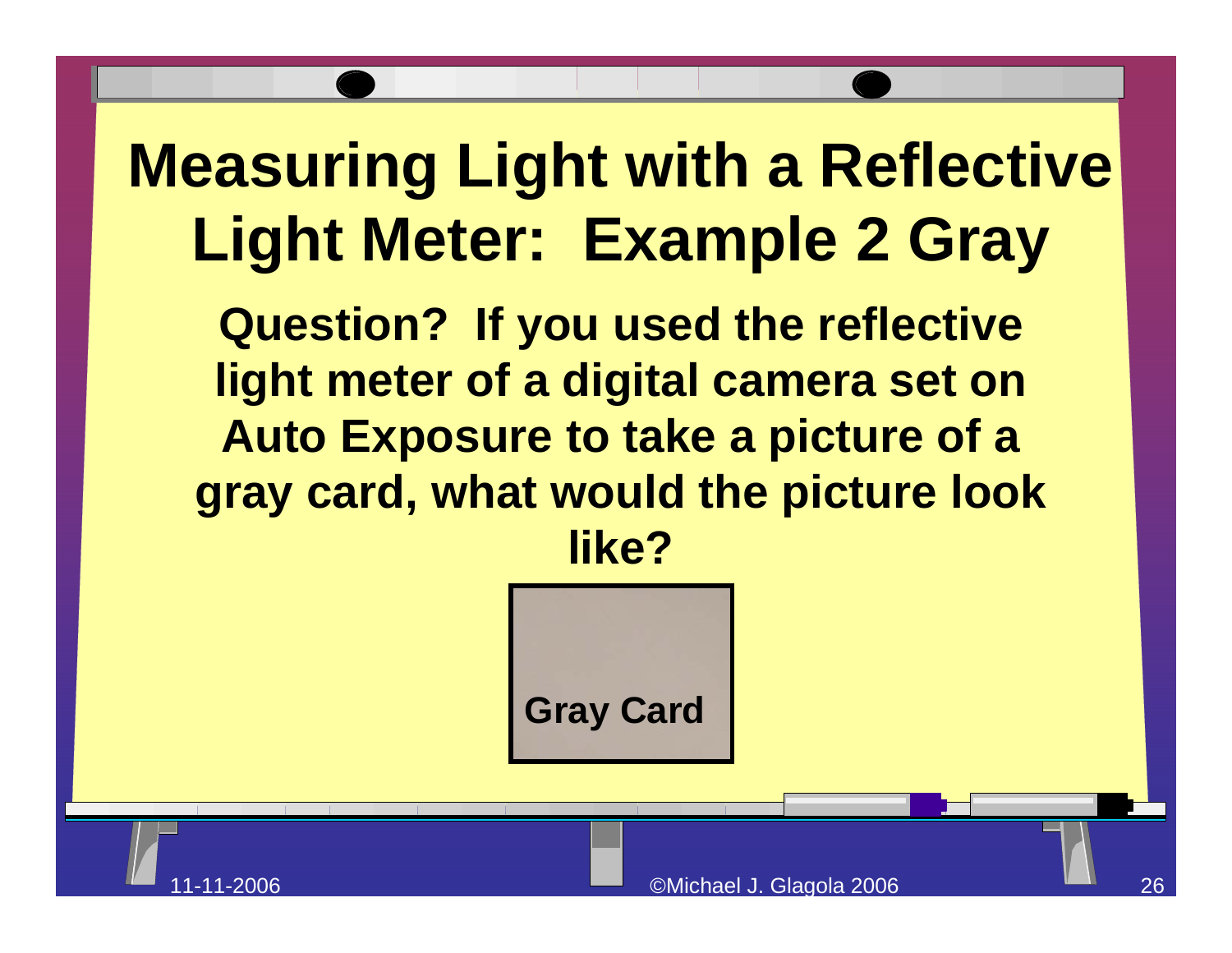# Measuring Light with a Reflective Light Meter: Example 2 Gray

**Question? If you used the reflective light meter of a digital camera set on Auto Exposure to take a picture of a gray card, what would the picture look like?**

**Gray Card**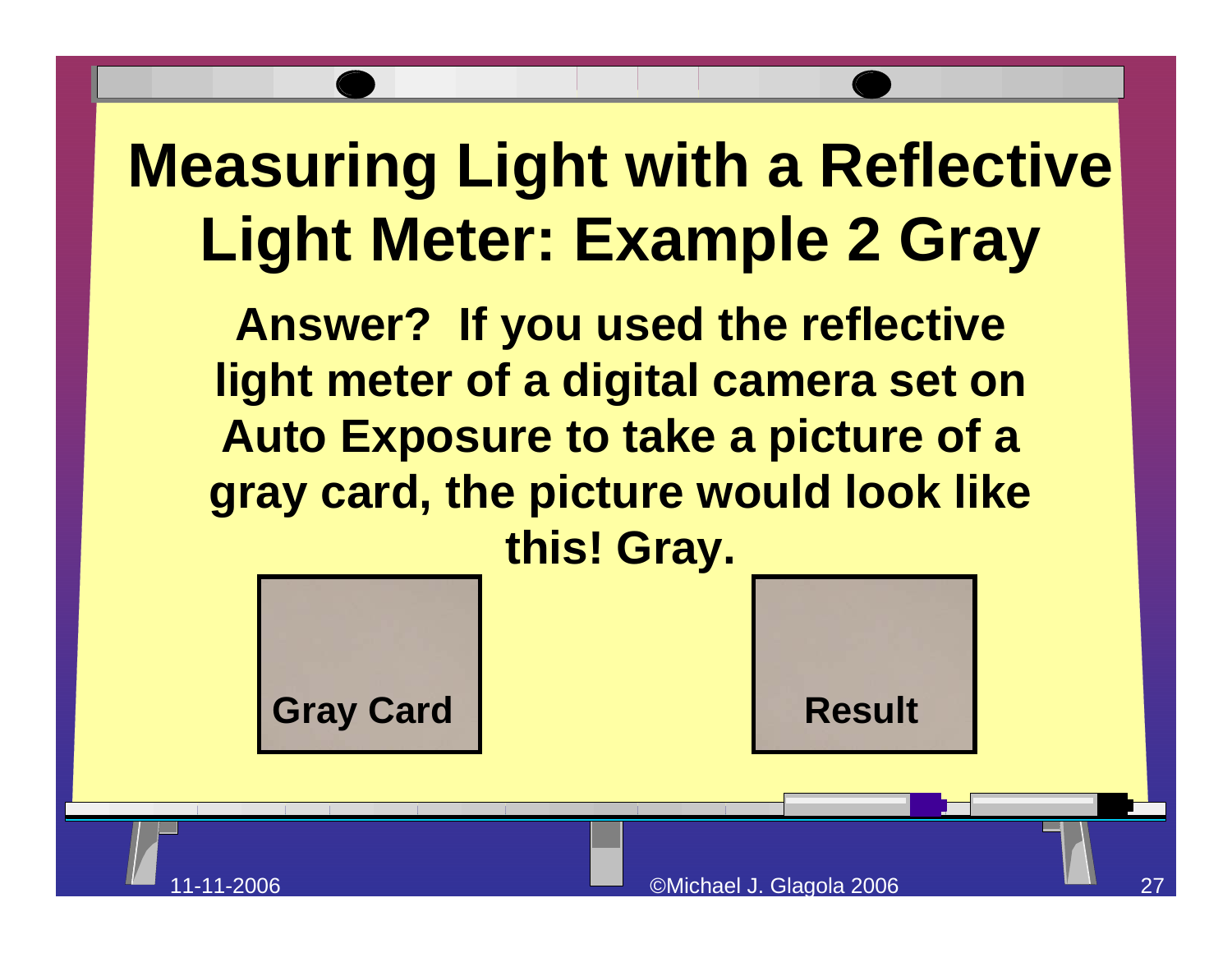# Measuring Light with a Reflective Light Meter: Example 2 Gray

**Answer? If you used the reflective light meter of a digital camera set on Auto Exposure to take a picture of a gray card, the picture would look like this! Gray.**

**Gray Card**

**Result**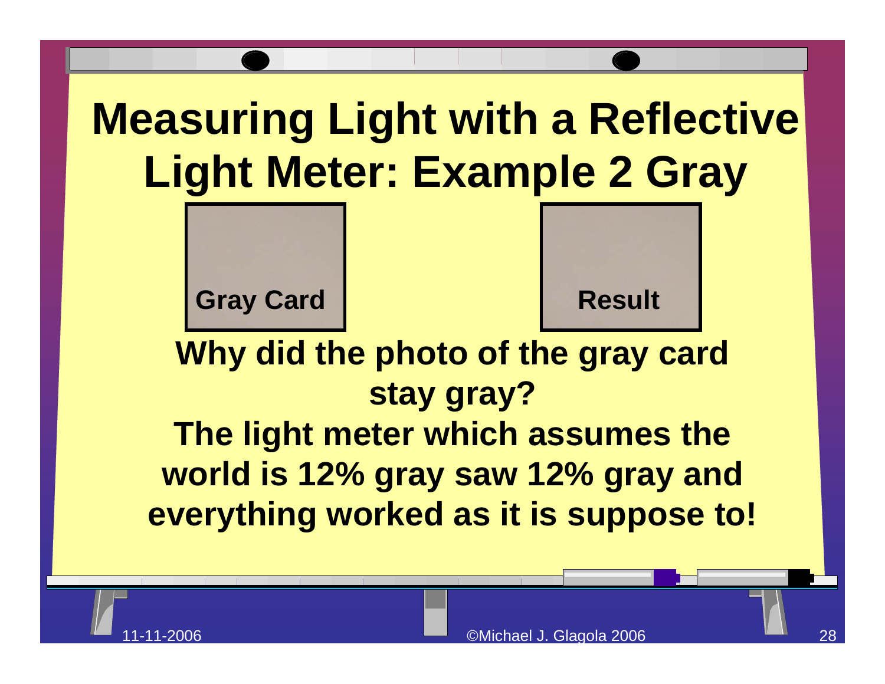# Measuring Light with a Reflective Light Meter: Example 2 Gray

Gray Card

Result

**Why did the photo of the gray card stay gray?**

**The light meter which assumes the world is 12% gray saw 12% gray and everything worked as it is suppose to!**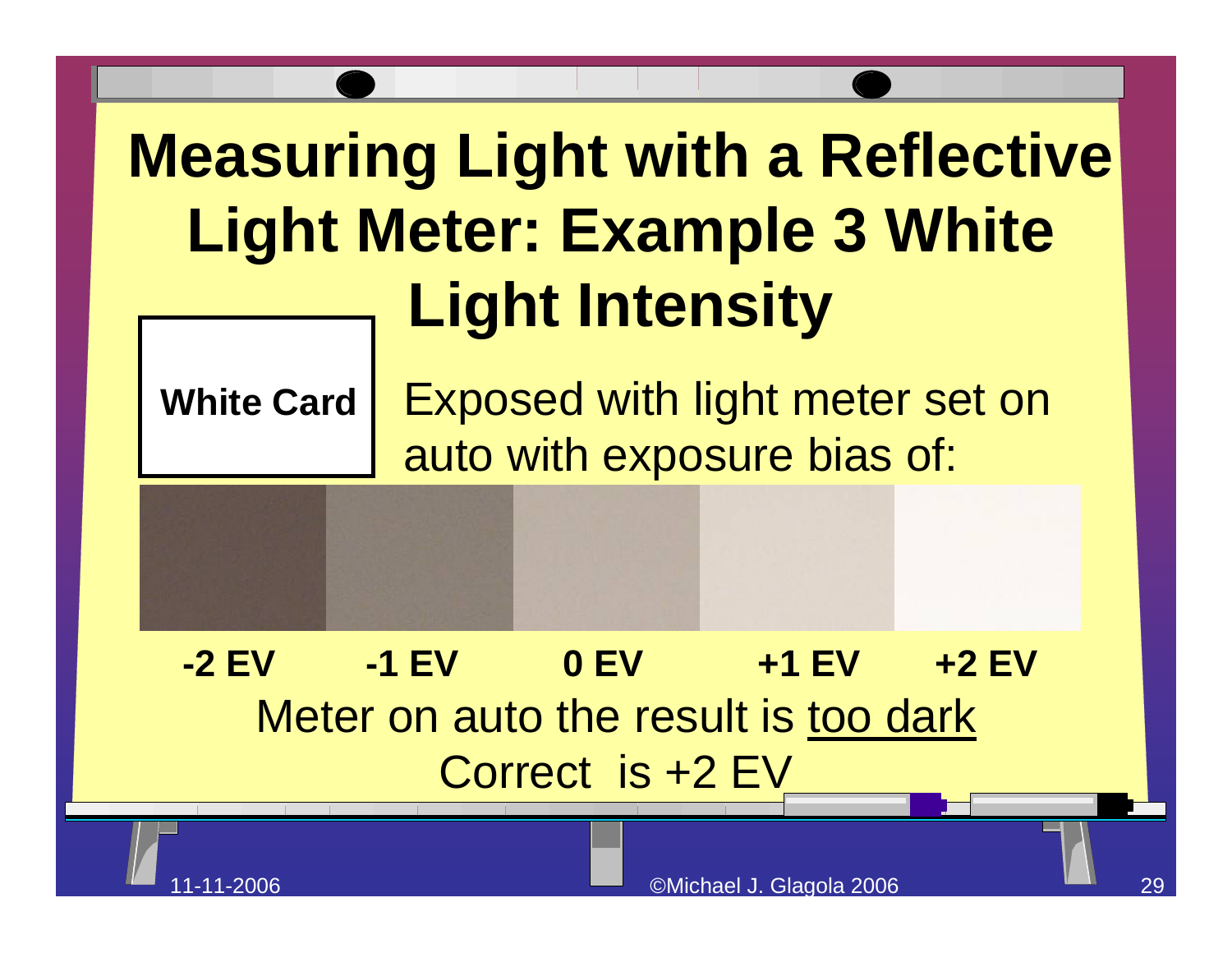# Measuring Light with a Reflective Light Meter: Example 3 White Light Intensity

**White Card**

Exposed with light meter set on auto with exposure bias of:

**-2 EV** **-1 EV** **0 EV** **+1 EV** **+2 EV**

Meter on auto the result is <u>too dark</u>

Correct is +2 EV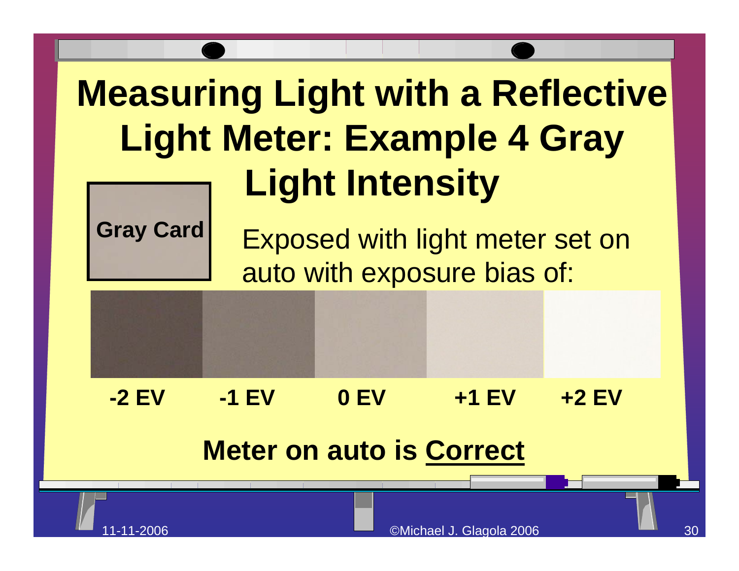# Measuring Light with a Reflective Light Meter: Example 4 Gray Light Intensity

**Gray Card**

Exposed with light meter set on auto with exposure bias of:

| **-2 EV** | **-1 EV** | **0 EV** | **+1 EV** | **+2 EV** |
|---|---|---|---|---|

**Meter on auto is Correct**

11-11-2006 ©Michael J. Glagola 2006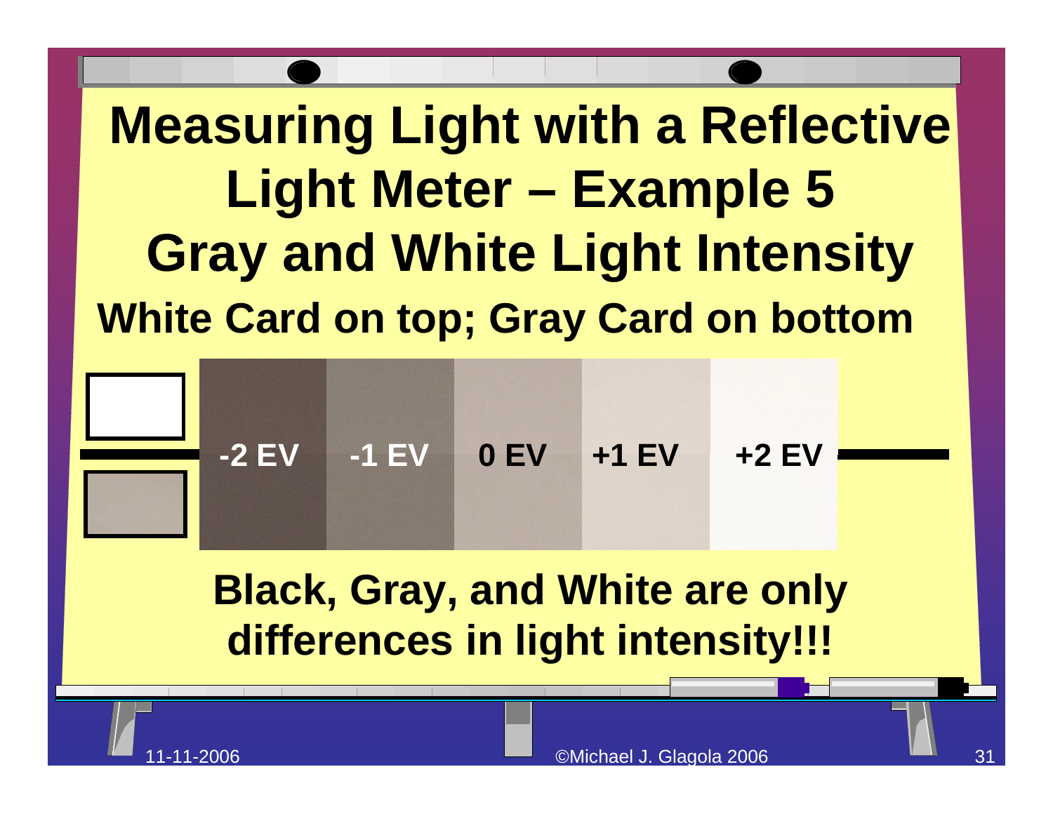# Measuring Light with a Reflective Light Meter – Example 5 Gray and White Light Intensity

## White Card on top; Gray Card on bottom

-2 EV | -1 EV | 0 EV | +1 EV | +2 EV

**Black, Gray, and White are only differences in light intensity!!!**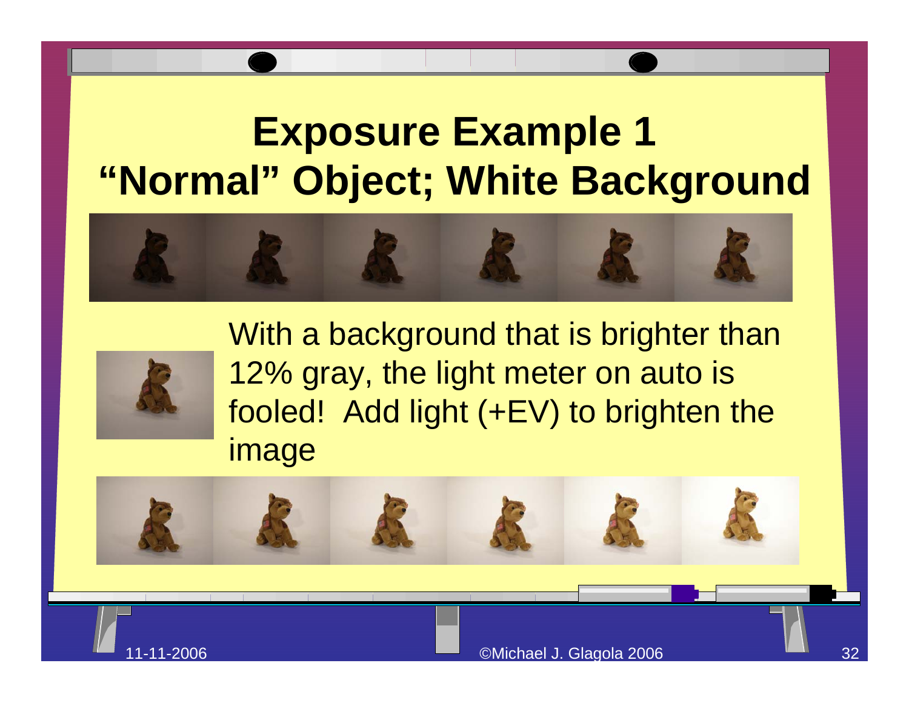# Exposure Example 1 "Normal" Object; White Background

With a background that is brighter than 12% gray, the light meter on auto is fooled! Add light (+EV) to brighten the image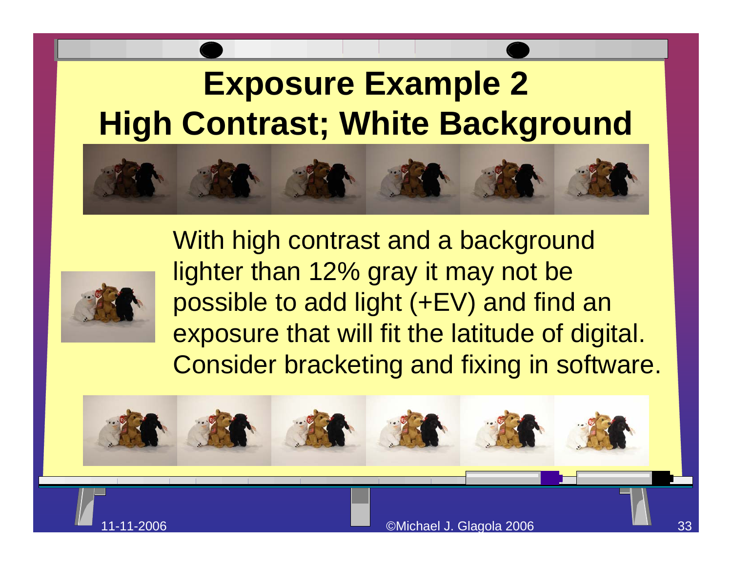# Exposure Example 2
# High Contrast; White Background

With high contrast and a background lighter than 12% gray it may not be possible to add light (+EV) and find an exposure that will fit the latitude of digital. Consider bracketing and fixing in software.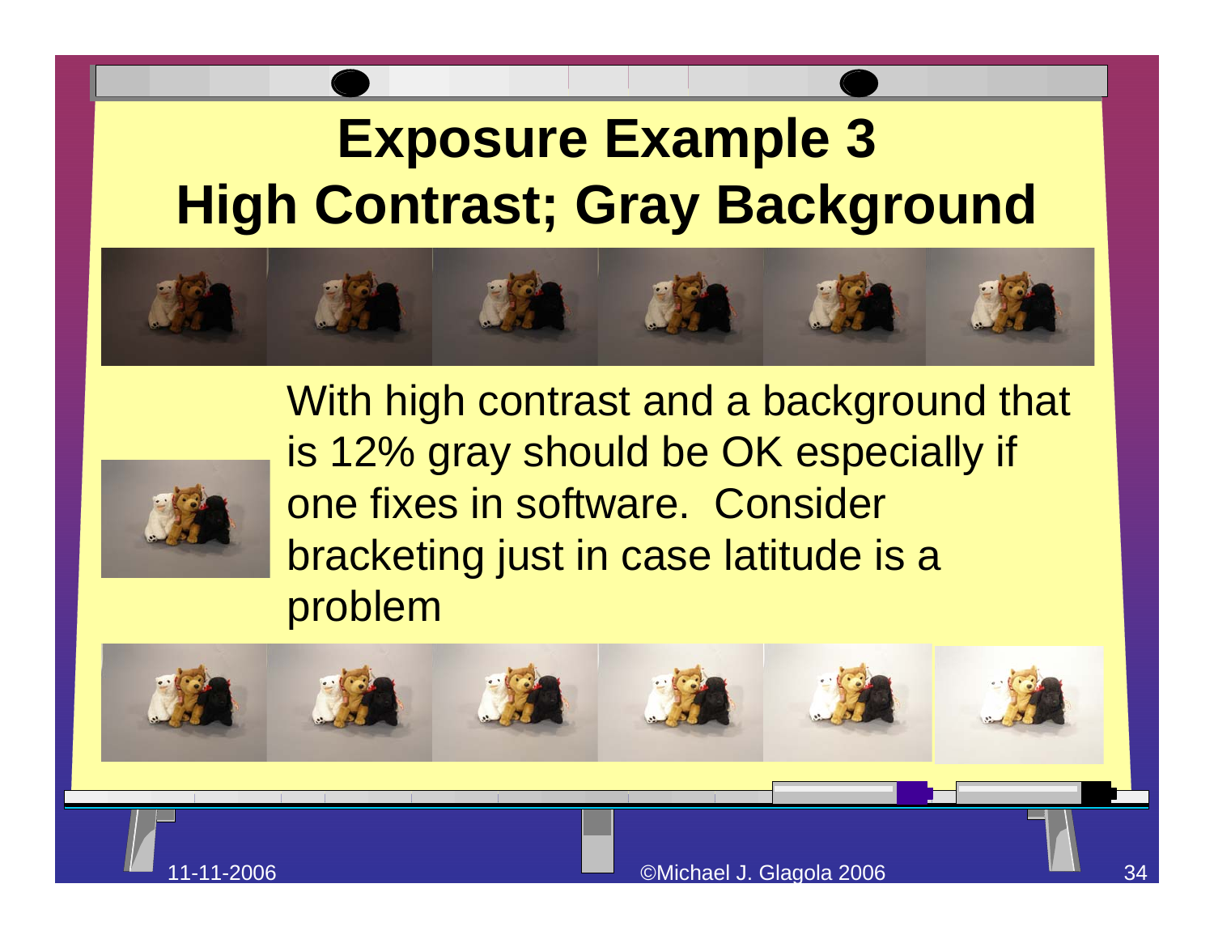# Exposure Example 3
# High Contrast; Gray Background

With high contrast and a background that is 12% gray should be OK especially if one fixes in software. Consider bracketing just in case latitude is a problem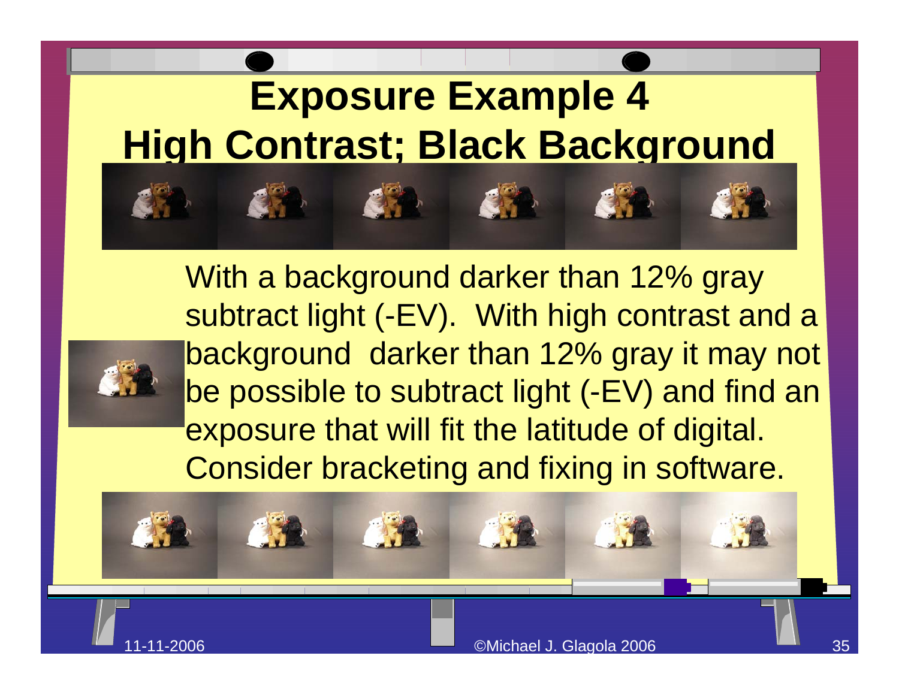# Exposure Example 4
# High Contrast; Black Background

With a background darker than 12% gray subtract light (-EV). With high contrast and a background darker than 12% gray it may not be possible to subtract light (-EV) and find an exposure that will fit the latitude of digital. Consider bracketing and fixing in software.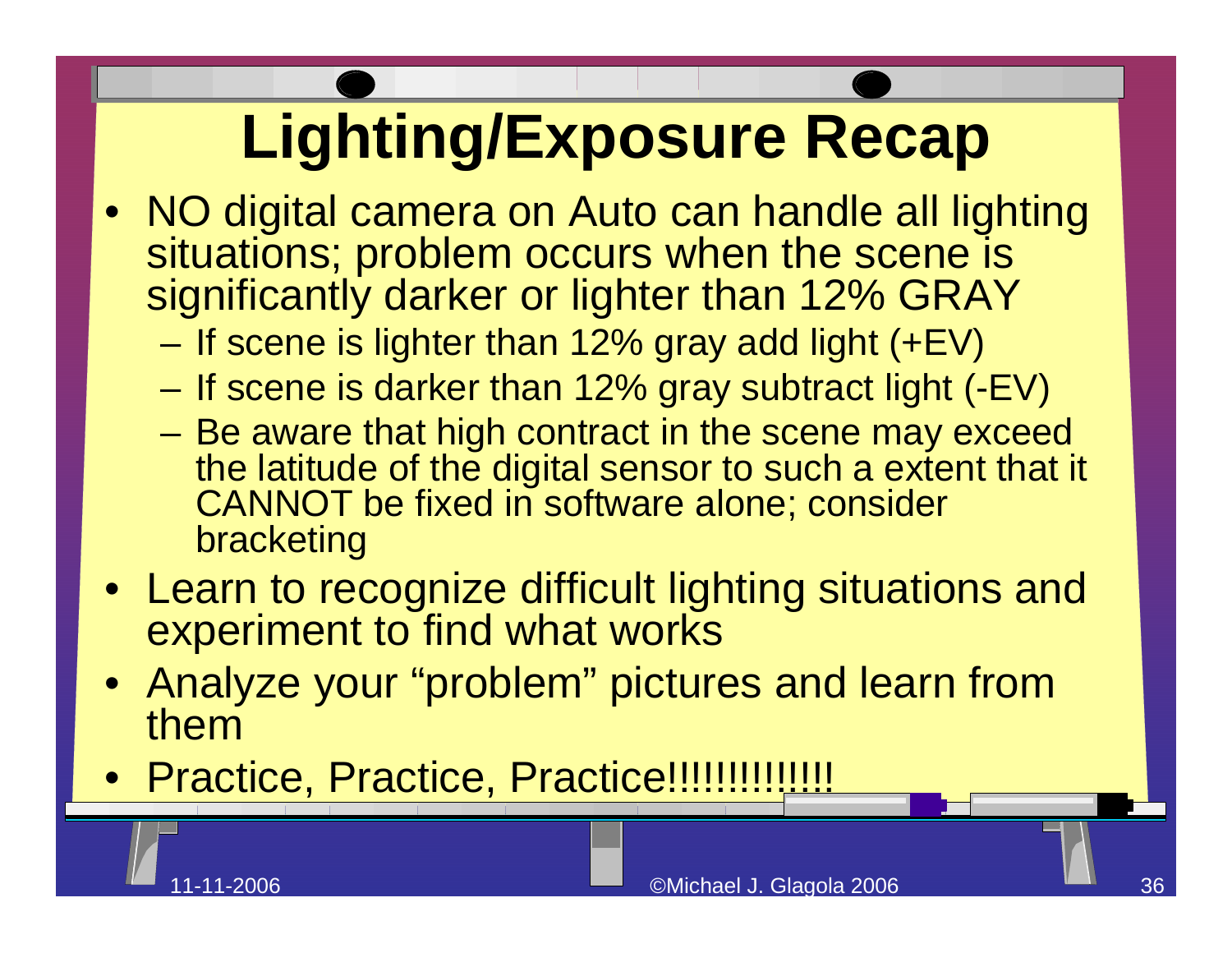# Lighting/Exposure Recap

- NO digital camera on Auto can handle all lighting situations; problem occurs when the scene is significantly darker or lighter than 12% GRAY
  - If scene is lighter than 12% gray add light (+EV)
  - If scene is darker than 12% gray subtract light (-EV)
  - Be aware that high contract in the scene may exceed the latitude of the digital sensor to such a extent that it CANNOT be fixed in software alone; consider bracketing
- Learn to recognize difficult lighting situations and experiment to find what works
- Analyze your "problem" pictures and learn from them
- Practice, Practice, Practice!!!!!!!!!!!!!!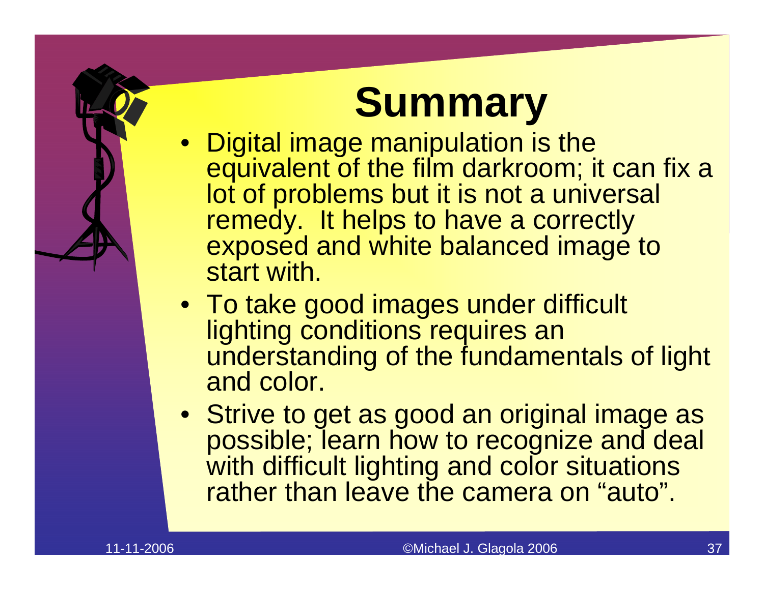# Summary

- Digital image manipulation is the equivalent of the film darkroom; it can fix a lot of problems but it is not a universal remedy. It helps to have a correctly exposed and white balanced image to start with.
- To take good images under difficult lighting conditions requires an understanding of the fundamentals of light and color.
- Strive to get as good an original image as possible; learn how to recognize and deal with difficult lighting and color situations rather than leave the camera on "auto".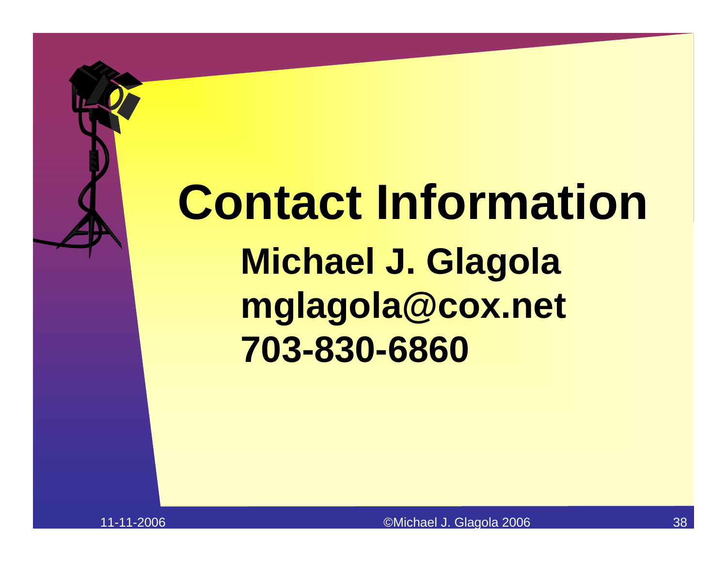# Contact Information

**Michael J. Glagola**
**mglagola@cox.net**
**703-830-6860**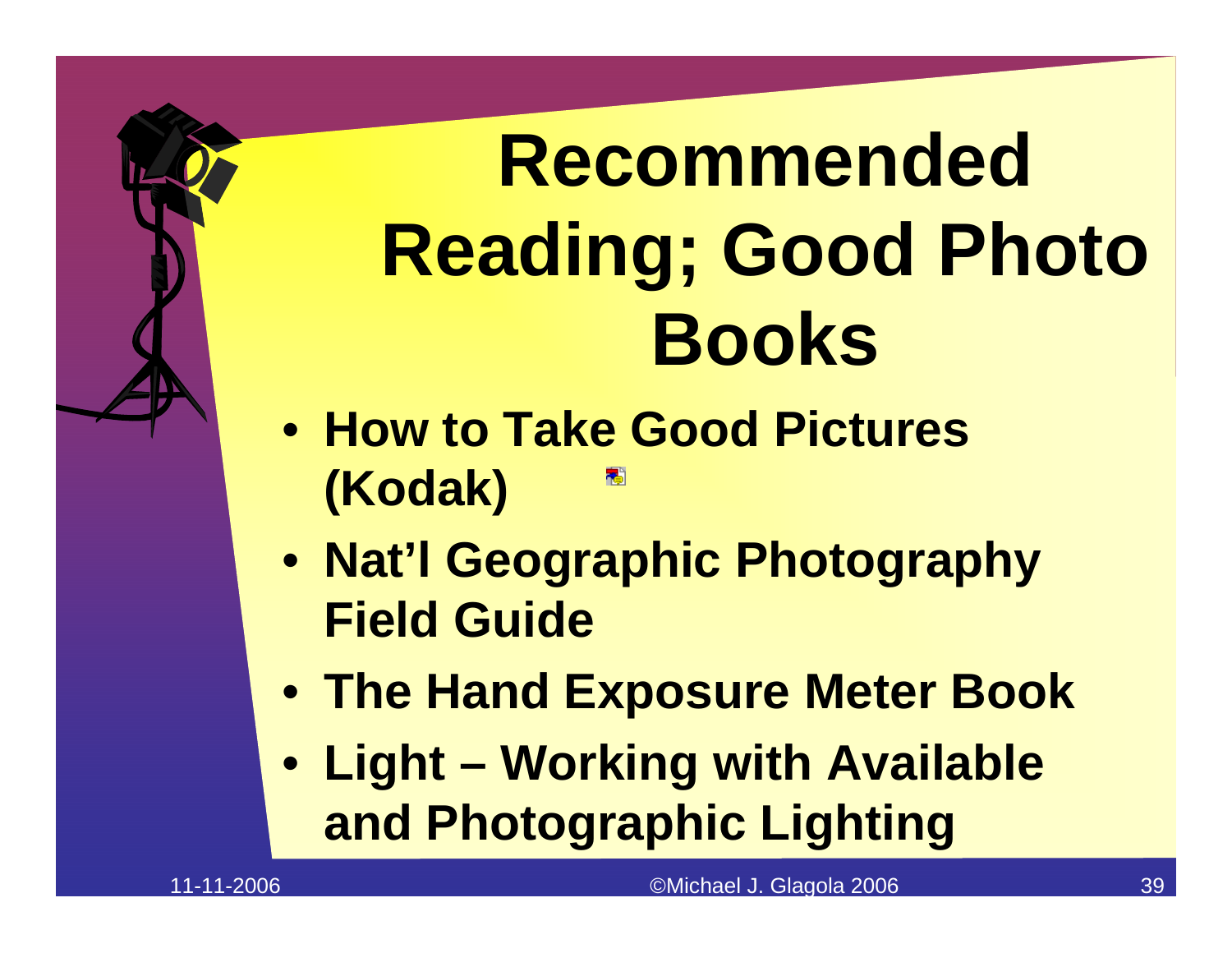# Recommended Reading; Good Photo Books

- How to Take Good Pictures (Kodak)
- Nat'l Geographic Photography Field Guide
- The Hand Exposure Meter Book
- Light – Working with Available and Photographic Lighting